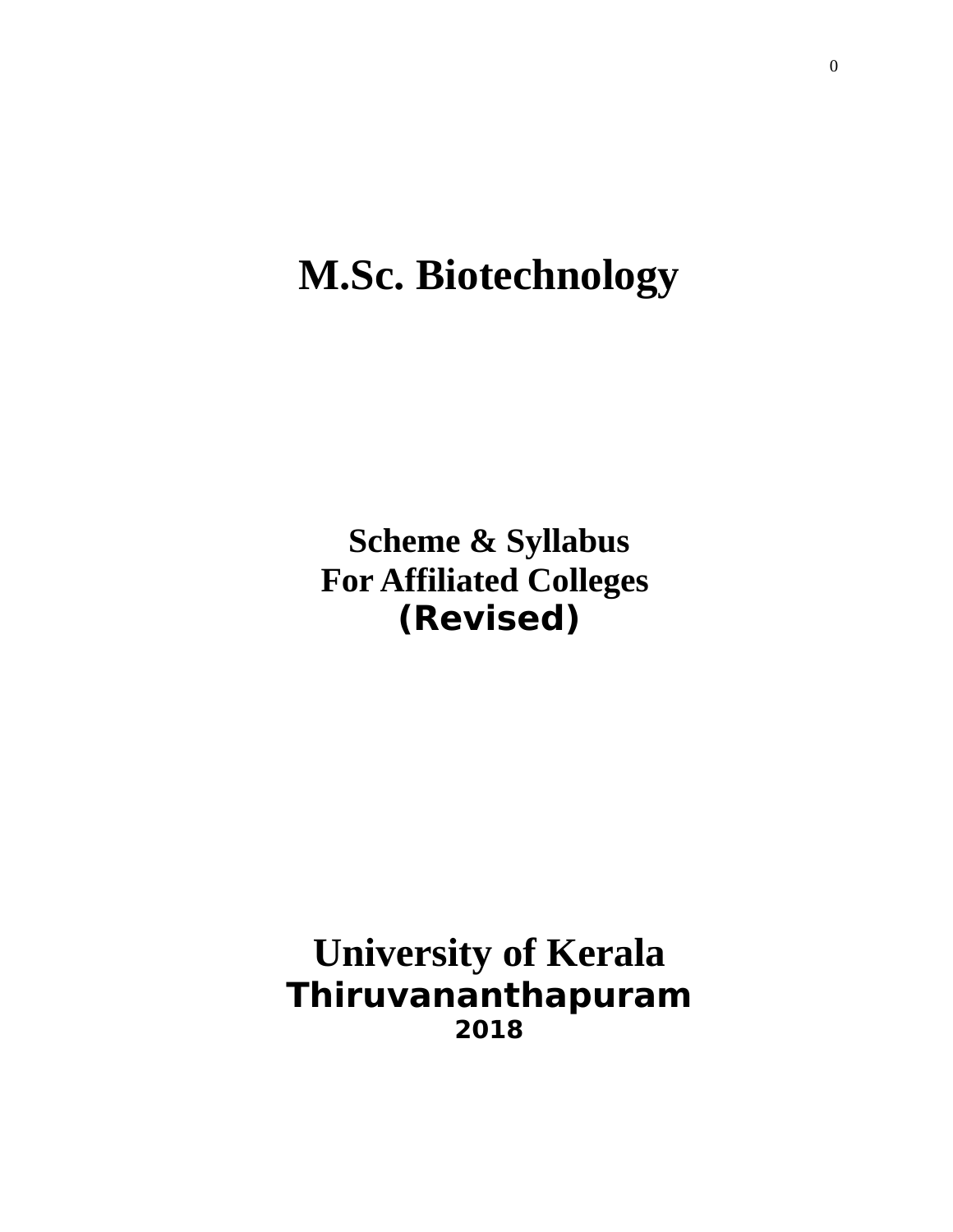# M.Sc. Biotechnology

## Scheme & Syllabus
## For Affiliated Colleges
## (Revised)

# University of Kerala
## Thiruvananthapuram
**2018**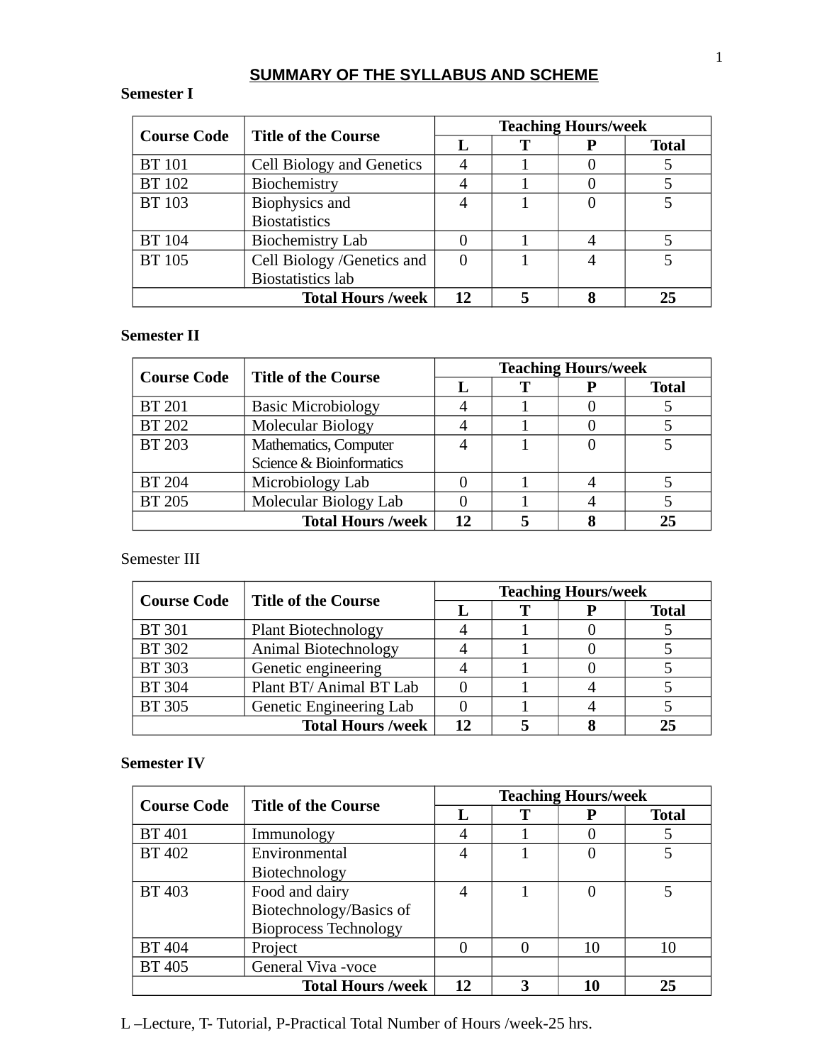# SUMMARY OF THE SYLLABUS AND SCHEME

**Semester I**

| Course Code | Title of the Course | Teaching Hours/week | | | |
|---|---|---|---|---|---|
| | | L | T | P | Total |
| BT 101 | Cell Biology and Genetics | 4 | 1 | 0 | 5 |
| BT 102 | Biochemistry | 4 | 1 | 0 | 5 |
| BT 103 | Biophysics and Biostatistics | 4 | 1 | 0 | 5 |
| BT 104 | Biochemistry Lab | 0 | 1 | 4 | 5 |
| BT 105 | Cell Biology /Genetics and Biostatistics lab | 0 | 1 | 4 | 5 |
| **Total Hours /week** | | **12** | **5** | **8** | **25** |

**Semester II**

| Course Code | Title of the Course | Teaching Hours/week | | | |
|---|---|---|---|---|---|
| | | L | T | P | Total |
| BT 201 | Basic Microbiology | 4 | 1 | 0 | 5 |
| BT 202 | Molecular Biology | 4 | 1 | 0 | 5 |
| BT 203 | Mathematics, Computer Science & Bioinformatics | 4 | 1 | 0 | 5 |
| BT 204 | Microbiology Lab | 0 | 1 | 4 | 5 |
| BT 205 | Molecular Biology Lab | 0 | 1 | 4 | 5 |
| **Total Hours /week** | | **12** | **5** | **8** | **25** |

Semester III

| Course Code | Title of the Course | Teaching Hours/week | | | |
|---|---|---|---|---|---|
| | | L | T | P | Total |
| BT 301 | Plant Biotechnology | 4 | 1 | 0 | 5 |
| BT 302 | Animal Biotechnology | 4 | 1 | 0 | 5 |
| BT 303 | Genetic engineering | 4 | 1 | 0 | 5 |
| BT 304 | Plant BT/ Animal BT Lab | 0 | 1 | 4 | 5 |
| BT 305 | Genetic Engineering Lab | 0 | 1 | 4 | 5 |
| **Total Hours /week** | | **12** | **5** | **8** | **25** |

**Semester IV**

| Course Code | Title of the Course | Teaching Hours/week | | | |
|---|---|---|---|---|---|
| | | L | T | P | Total |
| BT 401 | Immunology | 4 | 1 | 0 | 5 |
| BT 402 | Environmental Biotechnology | 4 | 1 | 0 | 5 |
| BT 403 | Food and dairy Biotechnology/Basics of Bioprocess Technology | 4 | 1 | 0 | 5 |
| BT 404 | Project | 0 | 0 | 10 | 10 |
| BT 405 | General Viva -voce | | | | |
| **Total Hours /week** | | **12** | **3** | **10** | **25** |

L –Lecture, T- Tutorial, P-Practical Total Number of Hours /week-25 hrs.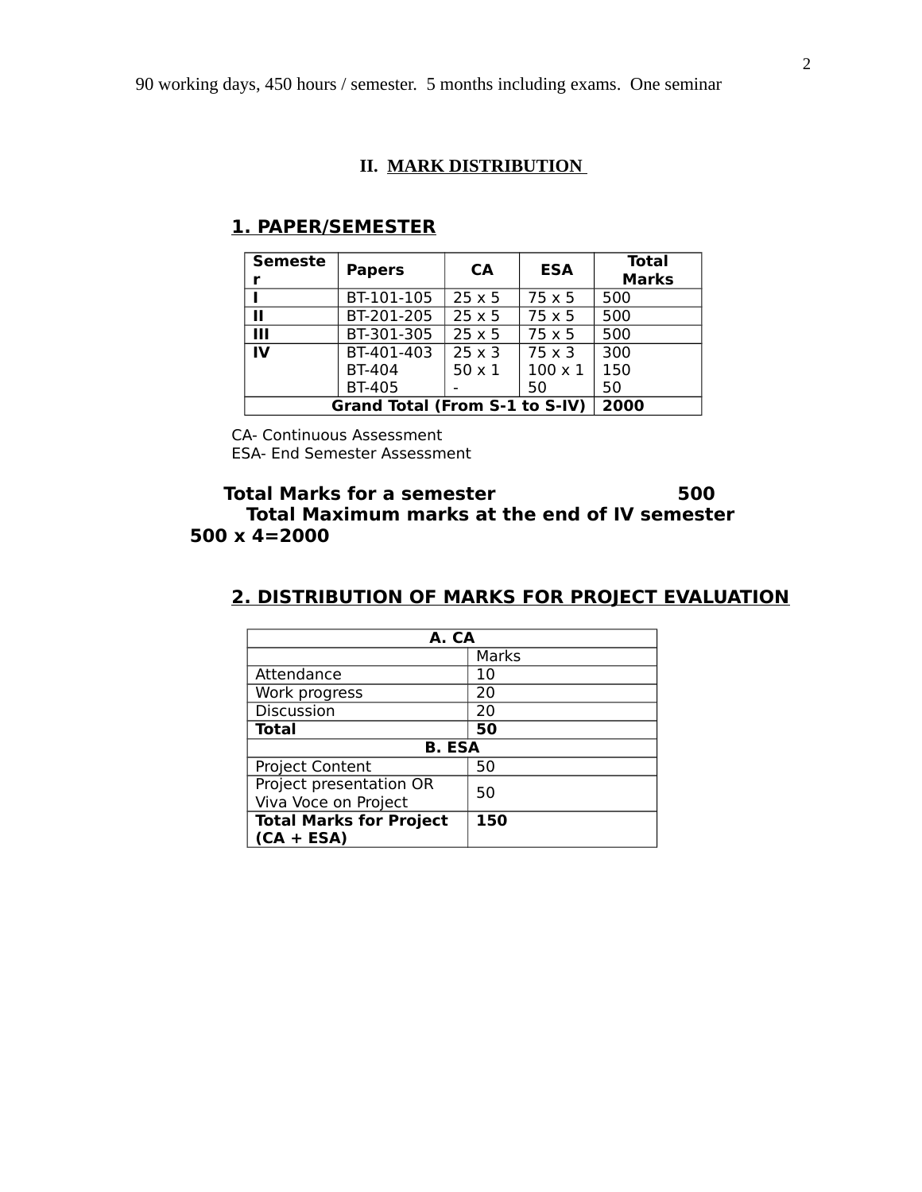90 working days, 450 hours / semester. 5 months including exams. One seminar

## II. MARK DISTRIBUTION

### 1. PAPER/SEMESTER

| Semester | Papers | CA | ESA | Total Marks |
|---|---|---|---|---|
| **I** | BT-101-105 | 25 x 5 | 75 x 5 | 500 |
| **II** | BT-201-205 | 25 x 5 | 75 x 5 | 500 |
| **III** | BT-301-305 | 25 x 5 | 75 x 5 | 500 |
| **IV** | BT-401-403<br>BT-404<br>BT-405 | 25 x 3<br>50 x 1<br>- | 75 x 3<br>100 x 1<br>50 | 300<br>150<br>50 |
| **Grand Total (From S-1 to S-IV)** | | | | **2000** |

CA- Continuous Assessment
ESA- End Semester Assessment

**Total Marks for a semester 500**
**Total Maximum marks at the end of IV semester 500 x 4=2000**

### 2. DISTRIBUTION OF MARKS FOR PROJECT EVALUATION

| **A. CA** | |
|---|---|
| | Marks |
| Attendance | 10 |
| Work progress | 20 |
| Discussion | 20 |
| **Total** | **50** |
| **B. ESA** | |
| Project Content | 50 |
| Project presentation OR Viva Voce on Project | 50 |
| **Total Marks for Project (CA + ESA)** | **150** |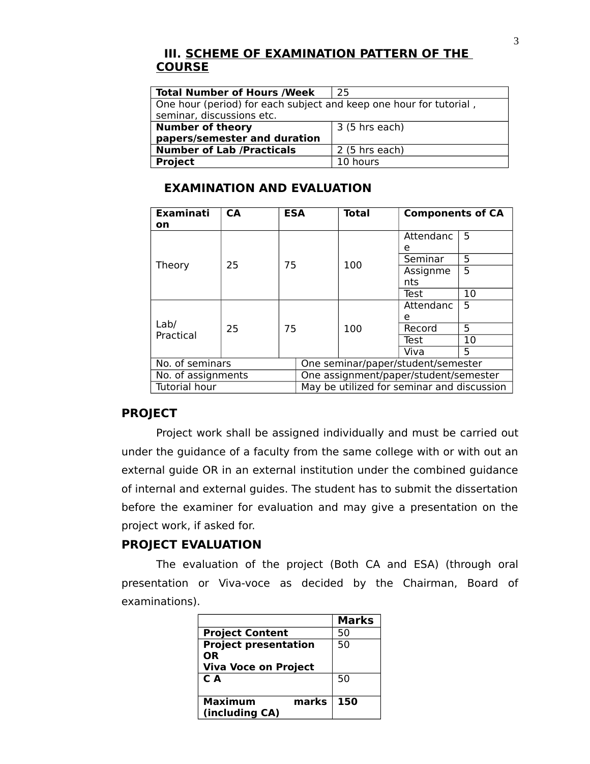## III. SCHEME OF EXAMINATION PATTERN OF THE COURSE

| **Total Number of Hours /Week** | 25 |
|---|---|
| One hour (period) for each subject and keep one hour for tutorial , seminar, discussions etc. | |
| **Number of theory papers/semester and duration** | 3 (5 hrs each) |
| **Number of Lab /Practicals** | 2 (5 hrs each) |
| **Project** | 10 hours |

### EXAMINATION AND EVALUATION

| **Examination** | **CA** | **ESA** | **Total** | **Components of CA** | |
|---|---|---|---|---|---|
| Theory | 25 | 75 | 100 | Attendance | 5 |
| | | | | Seminar | 5 |
| | | | | Assignments | 5 |
| | | | | Test | 10 |
| Lab/ Practical | 25 | 75 | 100 | Attendance | 5 |
| | | | | Record | 5 |
| | | | | Test | 10 |
| | | | | Viva | 5 |
| No. of seminars | One seminar/paper/student/semester | | | | |
| No. of assignments | One assignment/paper/student/semester | | | | |
| Tutorial hour | May be utilized for seminar and discussion | | | | |

## PROJECT

Project work shall be assigned individually and must be carried out under the guidance of a faculty from the same college with or with out an external guide OR in an external institution under the combined guidance of internal and external guides. The student has to submit the dissertation before the examiner for evaluation and may give a presentation on the project work, if asked for.

## PROJECT EVALUATION

The evaluation of the project (Both CA and ESA) (through oral presentation or Viva-voce as decided by the Chairman, Board of examinations).

| | **Marks** |
|---|---|
| **Project Content** | 50 |
| **Project presentation OR Viva Voce on Project** | 50 |
| **C A** | 50 |
| **Maximum marks (including CA)** | **150** |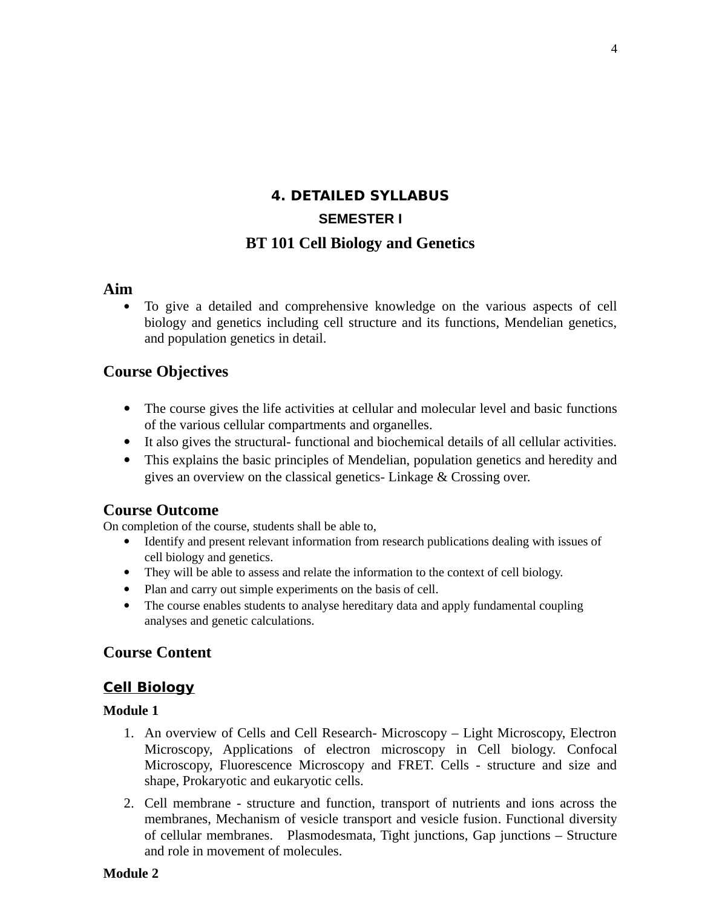# 4. DETAILED SYLLABUS

## SEMESTER I

## BT 101 Cell Biology and Genetics

### Aim

- To give a detailed and comprehensive knowledge on the various aspects of cell biology and genetics including cell structure and its functions, Mendelian genetics, and population genetics in detail.

### Course Objectives

- The course gives the life activities at cellular and molecular level and basic functions of the various cellular compartments and organelles.
- It also gives the structural- functional and biochemical details of all cellular activities.
- This explains the basic principles of Mendelian, population genetics and heredity and gives an overview on the classical genetics- Linkage & Crossing over.

### Course Outcome

On completion of the course, students shall be able to,

- Identify and present relevant information from research publications dealing with issues of cell biology and genetics.
- They will be able to assess and relate the information to the context of cell biology.
- Plan and carry out simple experiments on the basis of cell.
- The course enables students to analyse hereditary data and apply fundamental coupling analyses and genetic calculations.

### Course Content

#### Cell Biology

**Module 1**

1. An overview of Cells and Cell Research- Microscopy – Light Microscopy, Electron Microscopy, Applications of electron microscopy in Cell biology. Confocal Microscopy, Fluorescence Microscopy and FRET. Cells - structure and size and shape, Prokaryotic and eukaryotic cells.
2. Cell membrane - structure and function, transport of nutrients and ions across the membranes, Mechanism of vesicle transport and vesicle fusion. Functional diversity of cellular membranes. Plasmodesmata, Tight junctions, Gap junctions – Structure and role in movement of molecules.

**Module 2**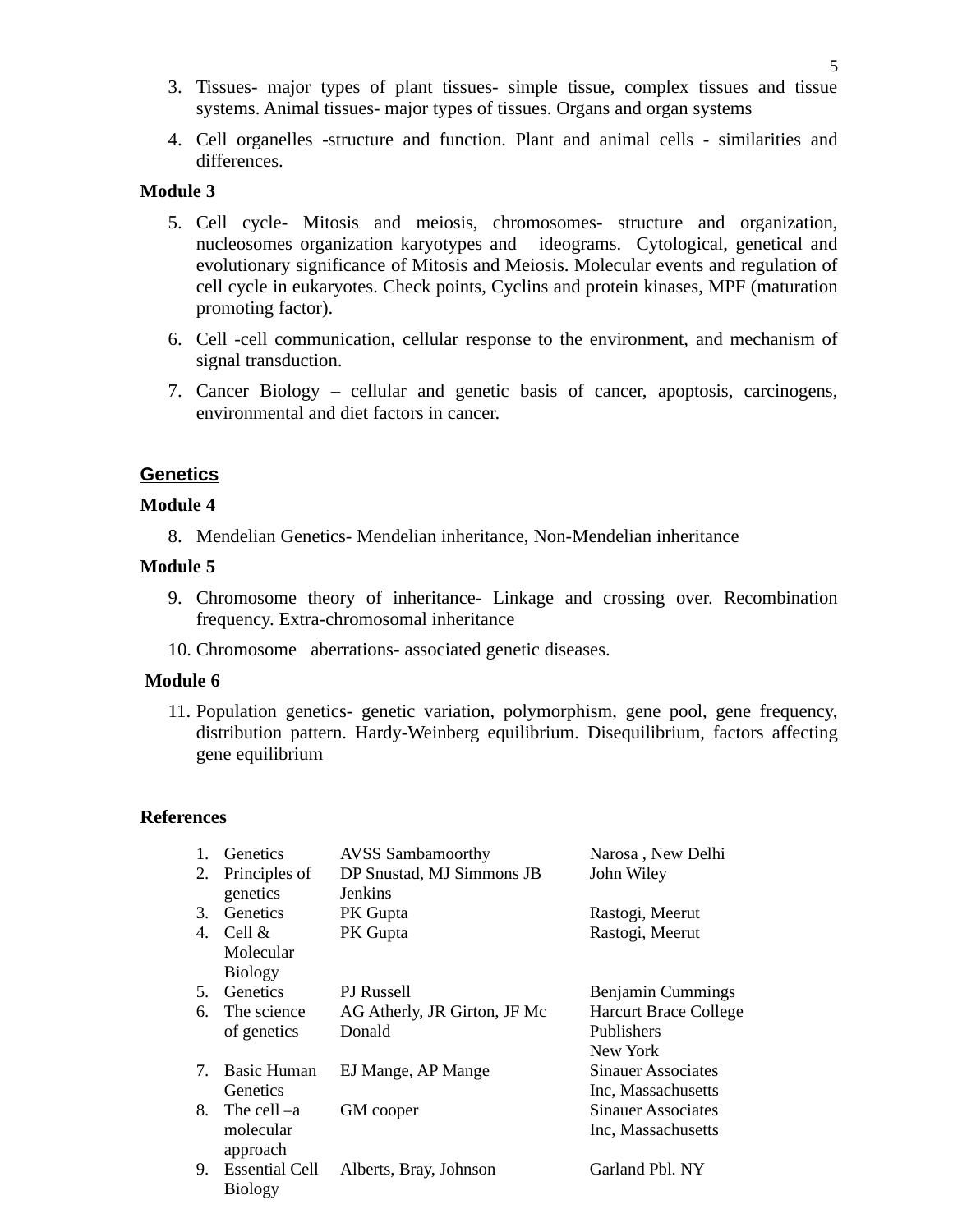3. Tissues- major types of plant tissues- simple tissue, complex tissues and tissue systems. Animal tissues- major types of tissues. Organs and organ systems
4. Cell organelles -structure and function. Plant and animal cells - similarities and differences.

**Module 3**

5. Cell cycle- Mitosis and meiosis, chromosomes- structure and organization, nucleosomes organization karyotypes and ideograms. Cytological, genetical and evolutionary significance of Mitosis and Meiosis. Molecular events and regulation of cell cycle in eukaryotes. Check points, Cyclins and protein kinases, MPF (maturation promoting factor).
6. Cell -cell communication, cellular response to the environment, and mechanism of signal transduction.
7. Cancer Biology – cellular and genetic basis of cancer, apoptosis, carcinogens, environmental and diet factors in cancer.

## Genetics

**Module 4**

8. Mendelian Genetics- Mendelian inheritance, Non-Mendelian inheritance

**Module 5**

9. Chromosome theory of inheritance- Linkage and crossing over. Recombination frequency. Extra-chromosomal inheritance
10. Chromosome aberrations- associated genetic diseases.

**Module 6**

11. Population genetics- genetic variation, polymorphism, gene pool, gene frequency, distribution pattern. Hardy-Weinberg equilibrium. Disequilibrium, factors affecting gene equilibrium

**References**

| | Title | Author | Publisher |
|---|---|---|---|
| 1. | Genetics | AVSS Sambamoorthy | Narosa , New Delhi |
| 2. | Principles of genetics | DP Snustad, MJ Simmons JB Jenkins | John Wiley |
| 3. | Genetics | PK Gupta | Rastogi, Meerut |
| 4. | Cell & Molecular Biology | PK Gupta | Rastogi, Meerut |
| 5. | Genetics | PJ Russell | Benjamin Cummings |
| 6. | The science of genetics | AG Atherly, JR Girton, JF Mc Donald | Harcurt Brace College Publishers New York |
| 7. | Basic Human Genetics | EJ Mange, AP Mange | Sinauer Associates Inc, Massachusetts |
| 8. | The cell –a molecular approach | GM cooper | Sinauer Associates Inc, Massachusetts |
| 9. | Essential Cell Biology | Alberts, Bray, Johnson | Garland Pbl. NY |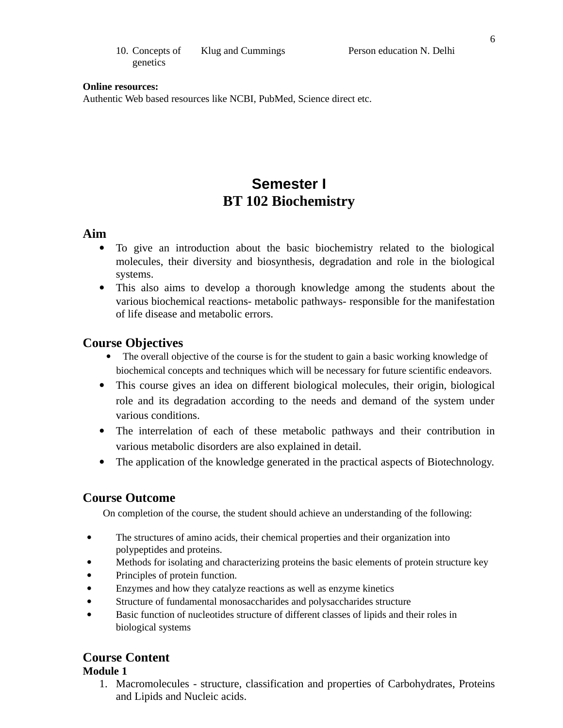10. Concepts of genetics | Klug and Cummings | Person education N. Delhi

**Online resources:**
Authentic Web based resources like NCBI, PubMed, Science direct etc.

# Semester I
# BT 102 Biochemistry

## Aim

- To give an introduction about the basic biochemistry related to the biological molecules, their diversity and biosynthesis, degradation and role in the biological systems.
- This also aims to develop a thorough knowledge among the students about the various biochemical reactions- metabolic pathways- responsible for the manifestation of life disease and metabolic errors.

## Course Objectives

- The overall objective of the course is for the student to gain a basic working knowledge of biochemical concepts and techniques which will be necessary for future scientific endeavors.
- This course gives an idea on different biological molecules, their origin, biological role and its degradation according to the needs and demand of the system under various conditions.
- The interrelation of each of these metabolic pathways and their contribution in various metabolic disorders are also explained in detail.
- The application of the knowledge generated in the practical aspects of Biotechnology.

## Course Outcome

On completion of the course, the student should achieve an understanding of the following:

- The structures of amino acids, their chemical properties and their organization into polypeptides and proteins.
- Methods for isolating and characterizing proteins the basic elements of protein structure key
- Principles of protein function.
- Enzymes and how they catalyze reactions as well as enzyme kinetics
- Structure of fundamental monosaccharides and polysaccharides structure
- Basic function of nucleotides structure of different classes of lipids and their roles in biological systems

## Course Content

**Module 1**

1. Macromolecules - structure, classification and properties of Carbohydrates, Proteins and Lipids and Nucleic acids.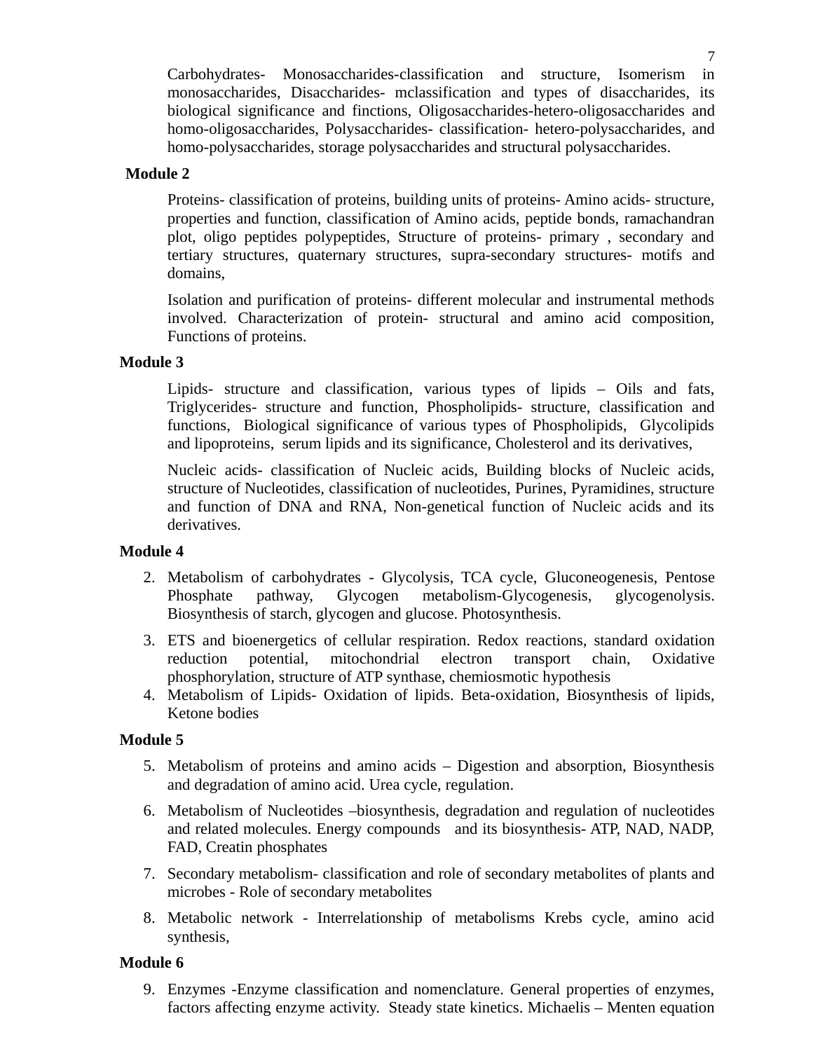Carbohydrates- Monosaccharides-classification and structure, Isomerism in monosaccharides, Disaccharides- mclassification and types of disaccharides, its biological significance and finctions, Oligosaccharides-hetero-oligosaccharides and homo-oligosaccharides, Polysaccharides- classification- hetero-polysaccharides, and homo-polysaccharides, storage polysaccharides and structural polysaccharides.

**Module 2**

Proteins- classification of proteins, building units of proteins- Amino acids- structure, properties and function, classification of Amino acids, peptide bonds, ramachandran plot, oligo peptides polypeptides, Structure of proteins- primary , secondary and tertiary structures, quaternary structures, supra-secondary structures- motifs and domains,

Isolation and purification of proteins- different molecular and instrumental methods involved. Characterization of protein- structural and amino acid composition, Functions of proteins.

**Module 3**

Lipids- structure and classification, various types of lipids – Oils and fats, Triglycerides- structure and function, Phospholipids- structure, classification and functions, Biological significance of various types of Phospholipids, Glycolipids and lipoproteins, serum lipids and its significance, Cholesterol and its derivatives,

Nucleic acids- classification of Nucleic acids, Building blocks of Nucleic acids, structure of Nucleotides, classification of nucleotides, Purines, Pyramidines, structure and function of DNA and RNA, Non-genetical function of Nucleic acids and its derivatives.

**Module 4**

2. Metabolism of carbohydrates - Glycolysis, TCA cycle, Gluconeogenesis, Pentose Phosphate pathway, Glycogen metabolism-Glycogenesis, glycogenolysis. Biosynthesis of starch, glycogen and glucose. Photosynthesis.
3. ETS and bioenergetics of cellular respiration. Redox reactions, standard oxidation reduction potential, mitochondrial electron transport chain, Oxidative phosphorylation, structure of ATP synthase, chemiosmotic hypothesis
4. Metabolism of Lipids- Oxidation of lipids. Beta-oxidation, Biosynthesis of lipids, Ketone bodies

**Module 5**

5. Metabolism of proteins and amino acids – Digestion and absorption, Biosynthesis and degradation of amino acid. Urea cycle, regulation.
6. Metabolism of Nucleotides –biosynthesis, degradation and regulation of nucleotides and related molecules. Energy compounds and its biosynthesis- ATP, NAD, NADP, FAD, Creatin phosphates
7. Secondary metabolism- classification and role of secondary metabolites of plants and microbes - Role of secondary metabolites
8. Metabolic network - Interrelationship of metabolisms Krebs cycle, amino acid synthesis,

**Module 6**

9. Enzymes -Enzyme classification and nomenclature. General properties of enzymes, factors affecting enzyme activity. Steady state kinetics. Michaelis – Menten equation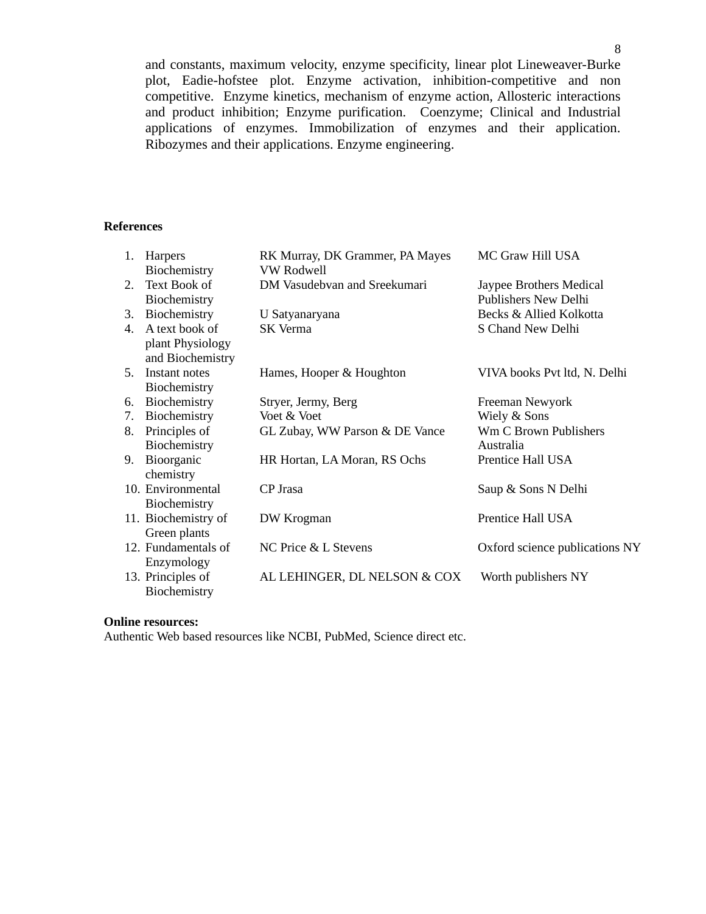and constants, maximum velocity, enzyme specificity, linear plot Lineweaver-Burke plot, Eadie-hofstee plot. Enzyme activation, inhibition-competitive and non competitive. Enzyme kinetics, mechanism of enzyme action, Allosteric interactions and product inhibition; Enzyme purification. Coenzyme; Clinical and Industrial applications of enzymes. Immobilization of enzymes and their application. Ribozymes and their applications. Enzyme engineering.

**References**

| No. | Title | Author(s) | Publisher |
|---|---|---|---|
| 1. | Harpers Biochemistry | RK Murray, DK Grammer, PA Mayes VW Rodwell | MC Graw Hill USA |
| 2. | Text Book of Biochemistry | DM Vasudebvan and Sreekumari | Jaypee Brothers Medical Publishers New Delhi |
| 3. | Biochemistry | U Satyanaryana | Becks & Allied Kolkotta |
| 4. | A text book of plant Physiology and Biochemistry | SK Verma | S Chand New Delhi |
| 5. | Instant notes Biochemistry | Hames, Hooper & Houghton | VIVA books Pvt ltd, N. Delhi |
| 6. | Biochemistry | Stryer, Jermy, Berg | Freeman Newyork |
| 7. | Biochemistry | Voet & Voet | Wiely & Sons |
| 8. | Principles of Biochemistry | GL Zubay, WW Parson & DE Vance | Wm C Brown Publishers Australia |
| 9. | Bioorganic chemistry | HR Hortan, LA Moran, RS Ochs | Prentice Hall USA |
| 10. | Environmental Biochemistry | CP Jrasa | Saup & Sons N Delhi |
| 11. | Biochemistry of Green plants | DW Krogman | Prentice Hall USA |
| 12. | Fundamentals of Enzymology | NC Price & L Stevens | Oxford science publications NY |
| 13. | Principles of Biochemistry | AL LEHINGER, DL NELSON & COX | Worth publishers NY |

**Online resources:**
Authentic Web based resources like NCBI, PubMed, Science direct etc.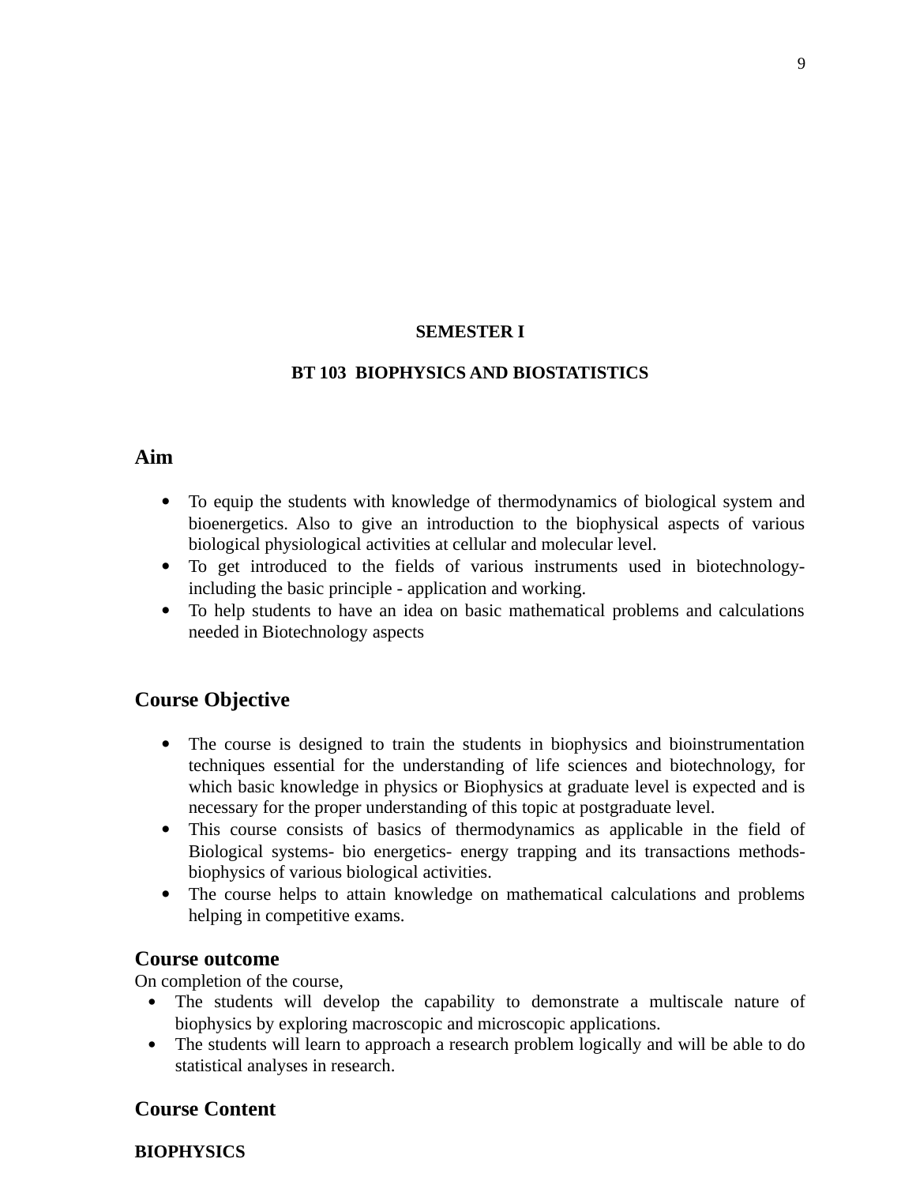**SEMESTER I**

**BT 103 BIOPHYSICS AND BIOSTATISTICS**

## Aim

- To equip the students with knowledge of thermodynamics of biological system and bioenergetics. Also to give an introduction to the biophysical aspects of various biological physiological activities at cellular and molecular level.
- To get introduced to the fields of various instruments used in biotechnology- including the basic principle - application and working.
- To help students to have an idea on basic mathematical problems and calculations needed in Biotechnology aspects

## Course Objective

- The course is designed to train the students in biophysics and bioinstrumentation techniques essential for the understanding of life sciences and biotechnology, for which basic knowledge in physics or Biophysics at graduate level is expected and is necessary for the proper understanding of this topic at postgraduate level.
- This course consists of basics of thermodynamics as applicable in the field of Biological systems- bio energetics- energy trapping and its transactions methods- biophysics of various biological activities.
- The course helps to attain knowledge on mathematical calculations and problems helping in competitive exams.

## Course outcome

On completion of the course,

- The students will develop the capability to demonstrate a multiscale nature of biophysics by exploring macroscopic and microscopic applications.
- The students will learn to approach a research problem logically and will be able to do statistical analyses in research.

## Course Content

**BIOPHYSICS**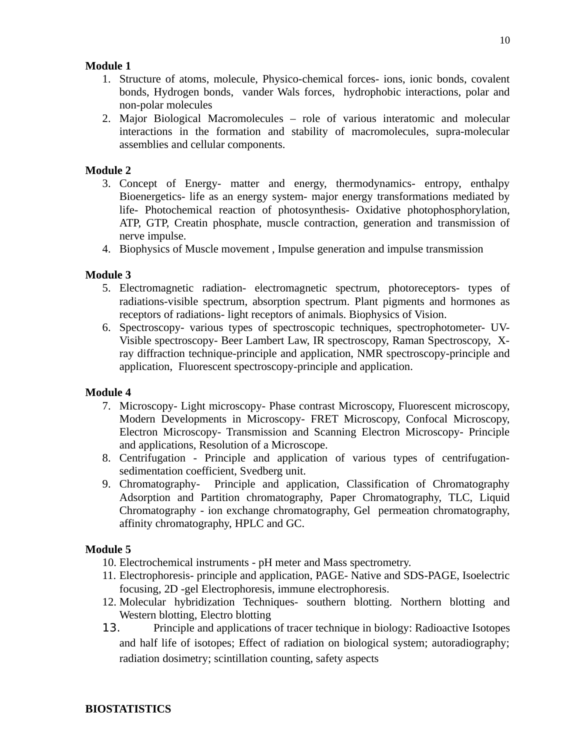**Module 1**

1. Structure of atoms, molecule, Physico-chemical forces- ions, ionic bonds, covalent bonds, Hydrogen bonds, vander Wals forces, hydrophobic interactions, polar and non-polar molecules
2. Major Biological Macromolecules – role of various interatomic and molecular interactions in the formation and stability of macromolecules, supra-molecular assemblies and cellular components.

**Module 2**

3. Concept of Energy- matter and energy, thermodynamics- entropy, enthalpy Bioenergetics- life as an energy system- major energy transformations mediated by life- Photochemical reaction of photosynthesis- Oxidative photophosphorylation, ATP, GTP, Creatin phosphate, muscle contraction, generation and transmission of nerve impulse.
4. Biophysics of Muscle movement , Impulse generation and impulse transmission

**Module 3**

5. Electromagnetic radiation- electromagnetic spectrum, photoreceptors- types of radiations-visible spectrum, absorption spectrum. Plant pigments and hormones as receptors of radiations- light receptors of animals. Biophysics of Vision.
6. Spectroscopy- various types of spectroscopic techniques, spectrophotometer- UV-Visible spectroscopy- Beer Lambert Law, IR spectroscopy, Raman Spectroscopy, X-ray diffraction technique-principle and application, NMR spectroscopy-principle and application, Fluorescent spectroscopy-principle and application.

**Module 4**

7. Microscopy- Light microscopy- Phase contrast Microscopy, Fluorescent microscopy, Modern Developments in Microscopy- FRET Microscopy, Confocal Microscopy, Electron Microscopy- Transmission and Scanning Electron Microscopy- Principle and applications, Resolution of a Microscope.
8. Centrifugation - Principle and application of various types of centrifugation- sedimentation coefficient, Svedberg unit.
9. Chromatography- Principle and application, Classification of Chromatography Adsorption and Partition chromatography, Paper Chromatography, TLC, Liquid Chromatography - ion exchange chromatography, Gel permeation chromatography, affinity chromatography, HPLC and GC.

**Module 5**

10. Electrochemical instruments - pH meter and Mass spectrometry.
11. Electrophoresis- principle and application, PAGE- Native and SDS-PAGE, Isoelectric focusing, 2D -gel Electrophoresis, immune electrophoresis.
12. Molecular hybridization Techniques- southern blotting. Northern blotting and Western blotting, Electro blotting
13. Principle and applications of tracer technique in biology: Radioactive Isotopes and half life of isotopes; Effect of radiation on biological system; autoradiography; radiation dosimetry; scintillation counting, safety aspects

**BIOSTATISTICS**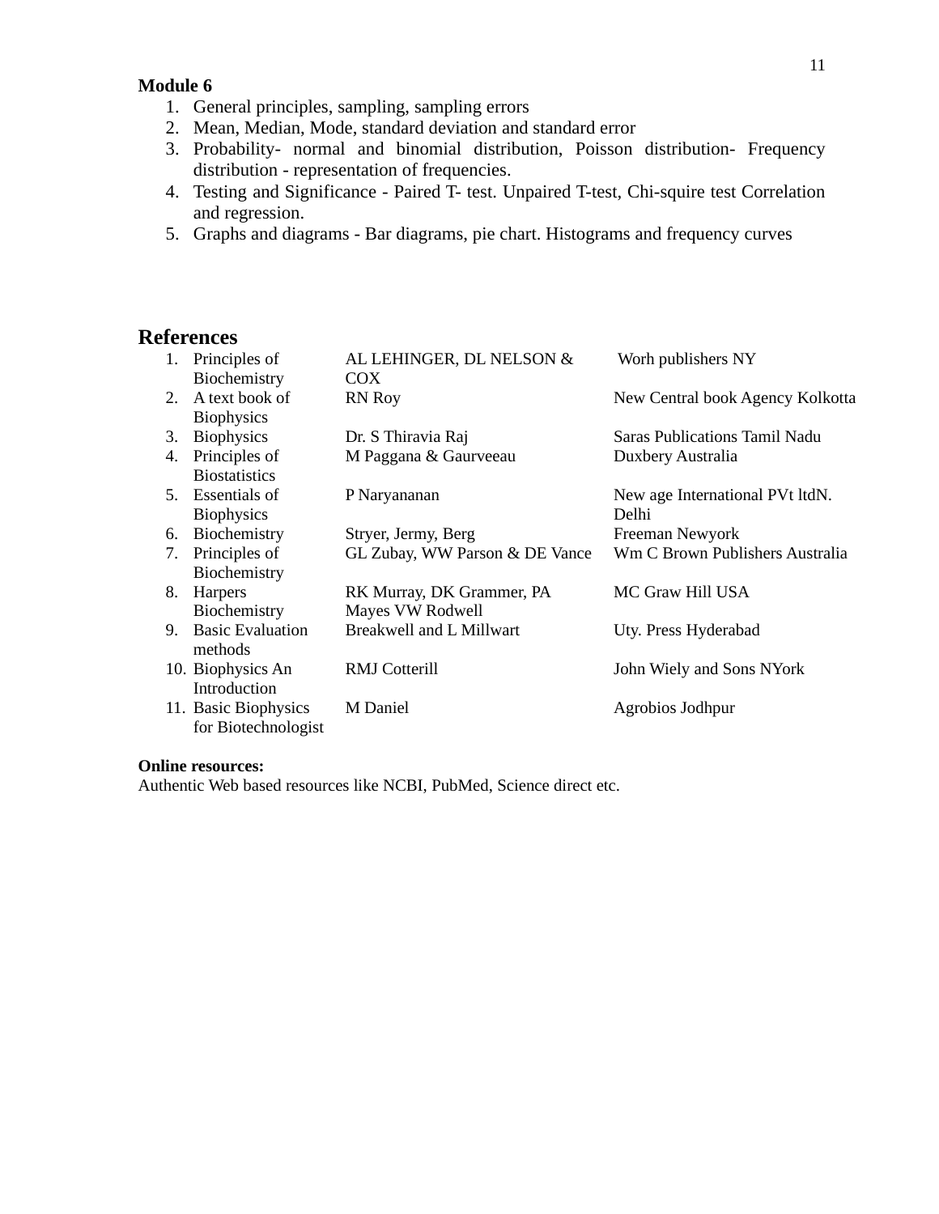**Module 6**

1. General principles, sampling, sampling errors
2. Mean, Median, Mode, standard deviation and standard error
3. Probability- normal and binomial distribution, Poisson distribution- Frequency distribution - representation of frequencies.
4. Testing and Significance - Paired T- test. Unpaired T-test, Chi-squire test Correlation and regression.
5. Graphs and diagrams - Bar diagrams, pie chart. Histograms and frequency curves

## References

| No. | Title | Author | Publisher |
|---|---|---|---|
| 1. | Principles of Biochemistry | AL LEHINGER, DL NELSON & COX | Worh publishers NY |
| 2. | A text book of Biophysics | RN Roy | New Central book Agency Kolkotta |
| 3. | Biophysics | Dr. S Thiravia Raj | Saras Publications Tamil Nadu |
| 4. | Principles of Biostatistics | M Paggana & Gaurveeau | Duxbery Australia |
| 5. | Essentials of Biophysics | P Naryananan | New age International PVt ltdN. Delhi |
| 6. | Biochemistry | Stryer, Jermy, Berg | Freeman Newyork |
| 7. | Principles of Biochemistry | GL Zubay, WW Parson & DE Vance | Wm C Brown Publishers Australia |
| 8. | Harpers Biochemistry | RK Murray, DK Grammer, PA Mayes VW Rodwell | MC Graw Hill USA |
| 9. | Basic Evaluation methods | Breakwell and L Millwart | Uty. Press Hyderabad |
| 10. | Biophysics An Introduction | RMJ Cotterill | John Wiely and Sons NYork |
| 11. | Basic Biophysics for Biotechnologist | M Daniel | Agrobios Jodhpur |

**Online resources:**

Authentic Web based resources like NCBI, PubMed, Science direct etc.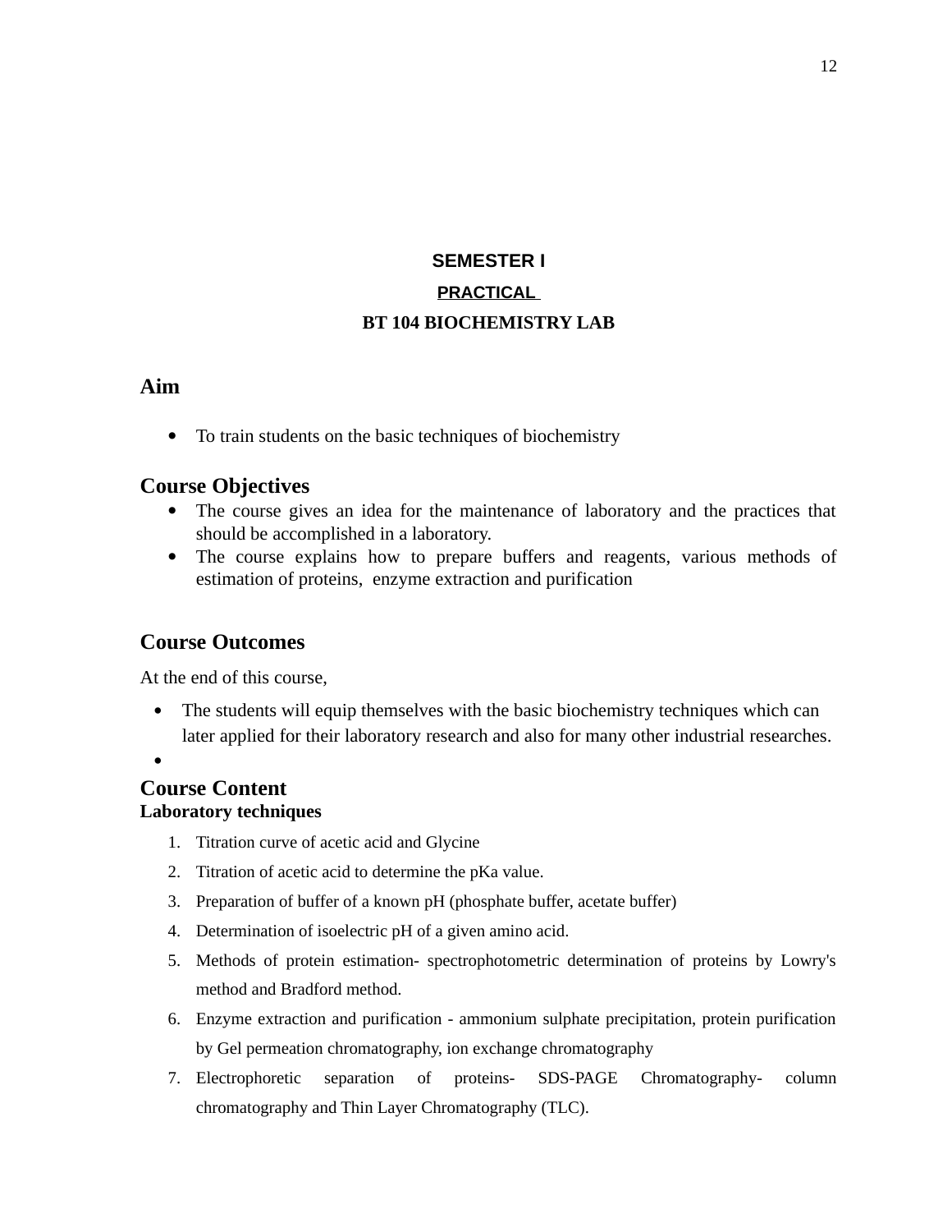**SEMESTER I**

**PRACTICAL**

**BT 104 BIOCHEMISTRY LAB**

## Aim

- To train students on the basic techniques of biochemistry

## Course Objectives

- The course gives an idea for the maintenance of laboratory and the practices that should be accomplished in a laboratory.
- The course explains how to prepare buffers and reagents, various methods of estimation of proteins, enzyme extraction and purification

## Course Outcomes

At the end of this course,

- The students will equip themselves with the basic biochemistry techniques which can later applied for their laboratory research and also for many other industrial researches.
- 

## Course Content

### Laboratory techniques

1. Titration curve of acetic acid and Glycine
2. Titration of acetic acid to determine the pKa value.
3. Preparation of buffer of a known pH (phosphate buffer, acetate buffer)
4. Determination of isoelectric pH of a given amino acid.
5. Methods of protein estimation- spectrophotometric determination of proteins by Lowry's method and Bradford method.
6. Enzyme extraction and purification - ammonium sulphate precipitation, protein purification by Gel permeation chromatography, ion exchange chromatography
7. Electrophoretic separation of proteins- SDS-PAGE Chromatography- column chromatography and Thin Layer Chromatography (TLC).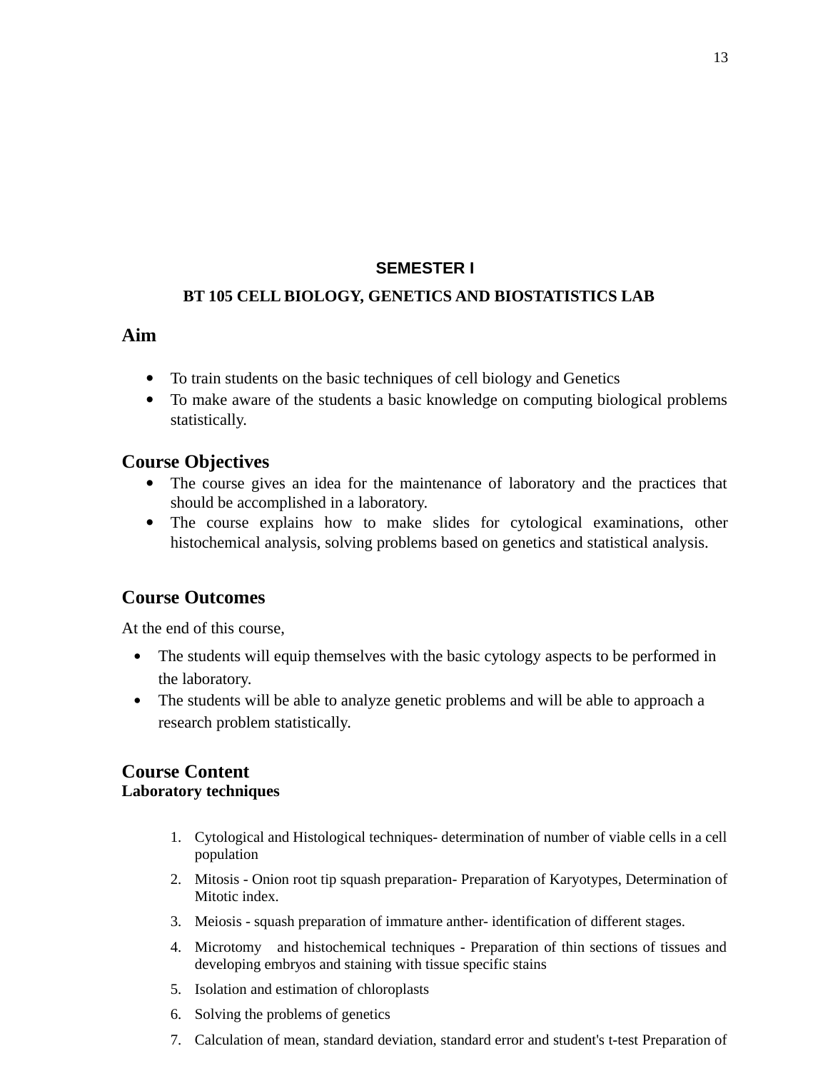**SEMESTER I**

**BT 105 CELL BIOLOGY, GENETICS AND BIOSTATISTICS LAB**

## Aim

- To train students on the basic techniques of cell biology and Genetics
- To make aware of the students a basic knowledge on computing biological problems statistically.

## Course Objectives

- The course gives an idea for the maintenance of laboratory and the practices that should be accomplished in a laboratory.
- The course explains how to make slides for cytological examinations, other histochemical analysis, solving problems based on genetics and statistical analysis.

## Course Outcomes

At the end of this course,

- The students will equip themselves with the basic cytology aspects to be performed in the laboratory.
- The students will be able to analyze genetic problems and will be able to approach a research problem statistically.

## Course Content

**Laboratory techniques**

1. Cytological and Histological techniques- determination of number of viable cells in a cell population
2. Mitosis - Onion root tip squash preparation- Preparation of Karyotypes, Determination of Mitotic index.
3. Meiosis - squash preparation of immature anther- identification of different stages.
4. Microtomy and histochemical techniques - Preparation of thin sections of tissues and developing embryos and staining with tissue specific stains
5. Isolation and estimation of chloroplasts
6. Solving the problems of genetics
7. Calculation of mean, standard deviation, standard error and student's t-test Preparation of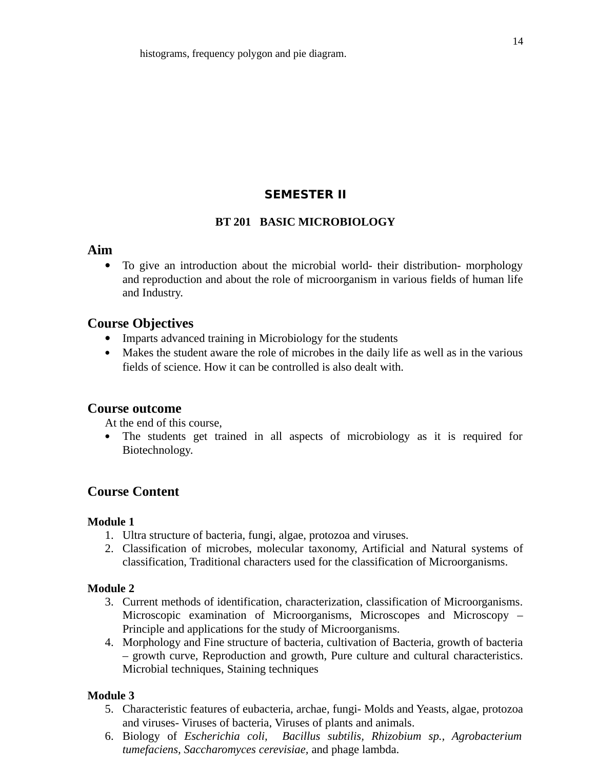histograms, frequency polygon and pie diagram.

# SEMESTER II

## BT 201 BASIC MICROBIOLOGY

### Aim

- To give an introduction about the microbial world- their distribution- morphology and reproduction and about the role of microorganism in various fields of human life and Industry.

### Course Objectives

- Imparts advanced training in Microbiology for the students
- Makes the student aware the role of microbes in the daily life as well as in the various fields of science. How it can be controlled is also dealt with.

### Course outcome

At the end of this course,

- The students get trained in all aspects of microbiology as it is required for Biotechnology.

### Course Content

**Module 1**

1. Ultra structure of bacteria, fungi, algae, protozoa and viruses.
2. Classification of microbes, molecular taxonomy, Artificial and Natural systems of classification, Traditional characters used for the classification of Microorganisms.

**Module 2**

3. Current methods of identification, characterization, classification of Microorganisms. Microscopic examination of Microorganisms, Microscopes and Microscopy – Principle and applications for the study of Microorganisms.
4. Morphology and Fine structure of bacteria, cultivation of Bacteria, growth of bacteria – growth curve, Reproduction and growth, Pure culture and cultural characteristics. Microbial techniques, Staining techniques

**Module 3**

5. Characteristic features of eubacteria, archae, fungi- Molds and Yeasts, algae, protozoa and viruses- Viruses of bacteria, Viruses of plants and animals.
6. Biology of *Escherichia coli*, *Bacillus subtilis*, *Rhizobium sp.*, *Agrobacterium tumefaciens*, *Saccharomyces cerevisiae*, and phage lambda.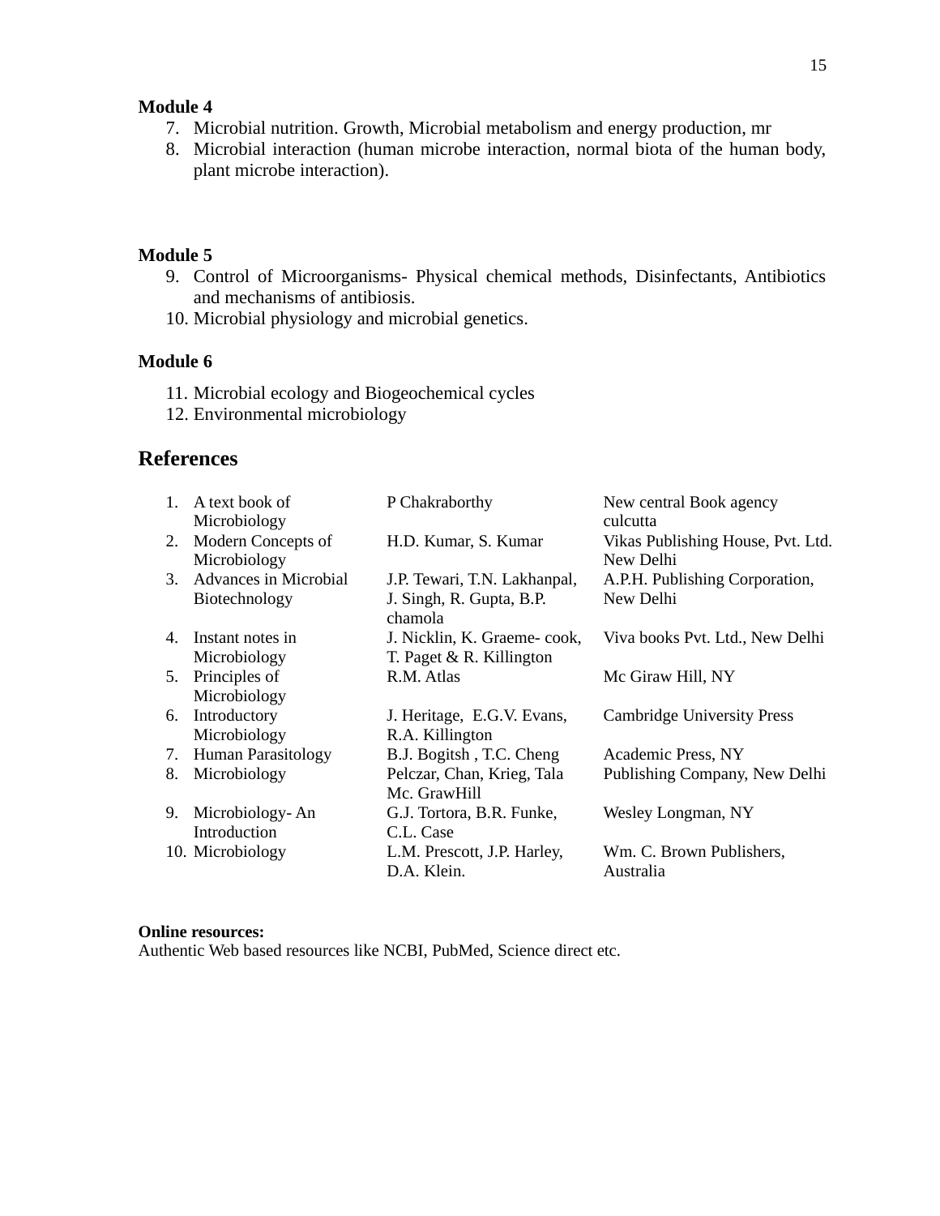**Module 4**

7. Microbial nutrition. Growth, Microbial metabolism and energy production, mr
8. Microbial interaction (human microbe interaction, normal biota of the human body, plant microbe interaction).

**Module 5**

9. Control of Microorganisms- Physical chemical methods, Disinfectants, Antibiotics and mechanisms of antibiosis.
10. Microbial physiology and microbial genetics.

**Module 6**

11. Microbial ecology and Biogeochemical cycles
12. Environmental microbiology

## References

| | | | |
|---|---|---|---|
| 1. | A text book of Microbiology | P Chakraborthy | New central Book agency culcutta |
| 2. | Modern Concepts of Microbiology | H.D. Kumar, S. Kumar | Vikas Publishing House, Pvt. Ltd. New Delhi |
| 3. | Advances in Microbial Biotechnology | J.P. Tewari, T.N. Lakhanpal, J. Singh, R. Gupta, B.P. chamola | A.P.H. Publishing Corporation, New Delhi |
| 4. | Instant notes in Microbiology | J. Nicklin, K. Graeme- cook, T. Paget & R. Killington | Viva books Pvt. Ltd., New Delhi |
| 5. | Principles of Microbiology | R.M. Atlas | Mc Giraw Hill, NY |
| 6. | Introductory Microbiology | J. Heritage, E.G.V. Evans, R.A. Killington | Cambridge University Press |
| 7. | Human Parasitology | B.J. Bogitsh , T.C. Cheng | Academic Press, NY |
| 8. | Microbiology | Pelczar, Chan, Krieg, Tala Mc. GrawHill | Publishing Company, New Delhi |
| 9. | Microbiology- An Introduction | G.J. Tortora, B.R. Funke, C.L. Case | Wesley Longman, NY |
| 10. | Microbiology | L.M. Prescott, J.P. Harley, D.A. Klein. | Wm. C. Brown Publishers, Australia |

**Online resources:**

Authentic Web based resources like NCBI, PubMed, Science direct etc.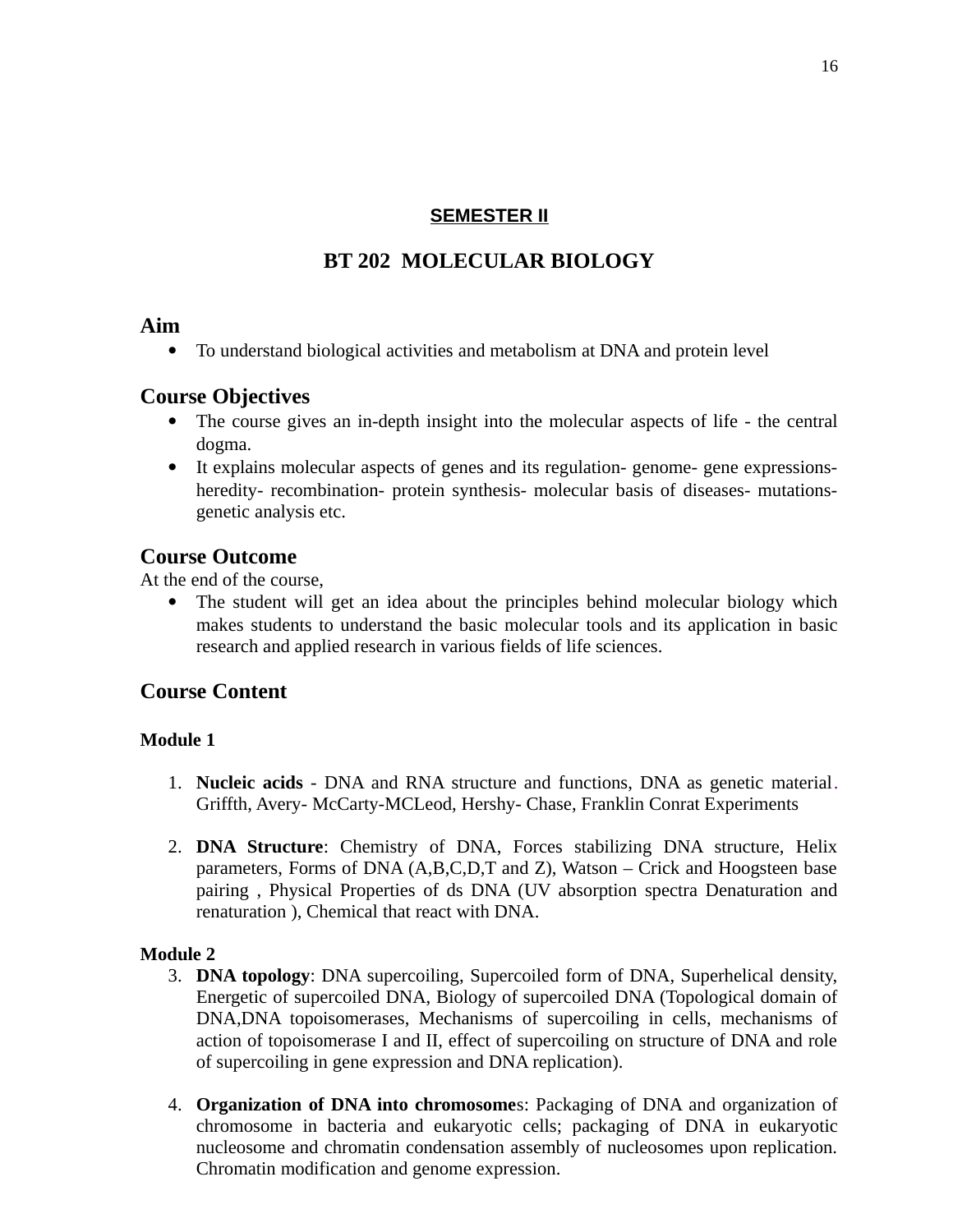**SEMESTER II**

# BT 202 MOLECULAR BIOLOGY

## Aim

- To understand biological activities and metabolism at DNA and protein level

## Course Objectives

- The course gives an in-depth insight into the molecular aspects of life - the central dogma.
- It explains molecular aspects of genes and its regulation- genome- gene expressions- heredity- recombination- protein synthesis- molecular basis of diseases- mutations- genetic analysis etc.

## Course Outcome

At the end of the course,

- The student will get an idea about the principles behind molecular biology which makes students to understand the basic molecular tools and its application in basic research and applied research in various fields of life sciences.

## Course Content

### Module 1

1. **Nucleic acids** - DNA and RNA structure and functions, DNA as genetic material. Griffth, Avery- McCarty-MCLeod, Hershy- Chase, Franklin Conrat Experiments

2. **DNA Structure**: Chemistry of DNA, Forces stabilizing DNA structure, Helix parameters, Forms of DNA (A,B,C,D,T and Z), Watson – Crick and Hoogsteen base pairing , Physical Properties of ds DNA (UV absorption spectra Denaturation and renaturation ), Chemical that react with DNA.

### Module 2

3. **DNA topology**: DNA supercoiling, Supercoiled form of DNA, Superhelical density, Energetic of supercoiled DNA, Biology of supercoiled DNA (Topological domain of DNA,DNA topoisomerases, Mechanisms of supercoiling in cells, mechanisms of action of topoisomerase I and II, effect of supercoiling on structure of DNA and role of supercoiling in gene expression and DNA replication).

4. **Organization of DNA into chromosome**s: Packaging of DNA and organization of chromosome in bacteria and eukaryotic cells; packaging of DNA in eukaryotic nucleosome and chromatin condensation assembly of nucleosomes upon replication. Chromatin modification and genome expression.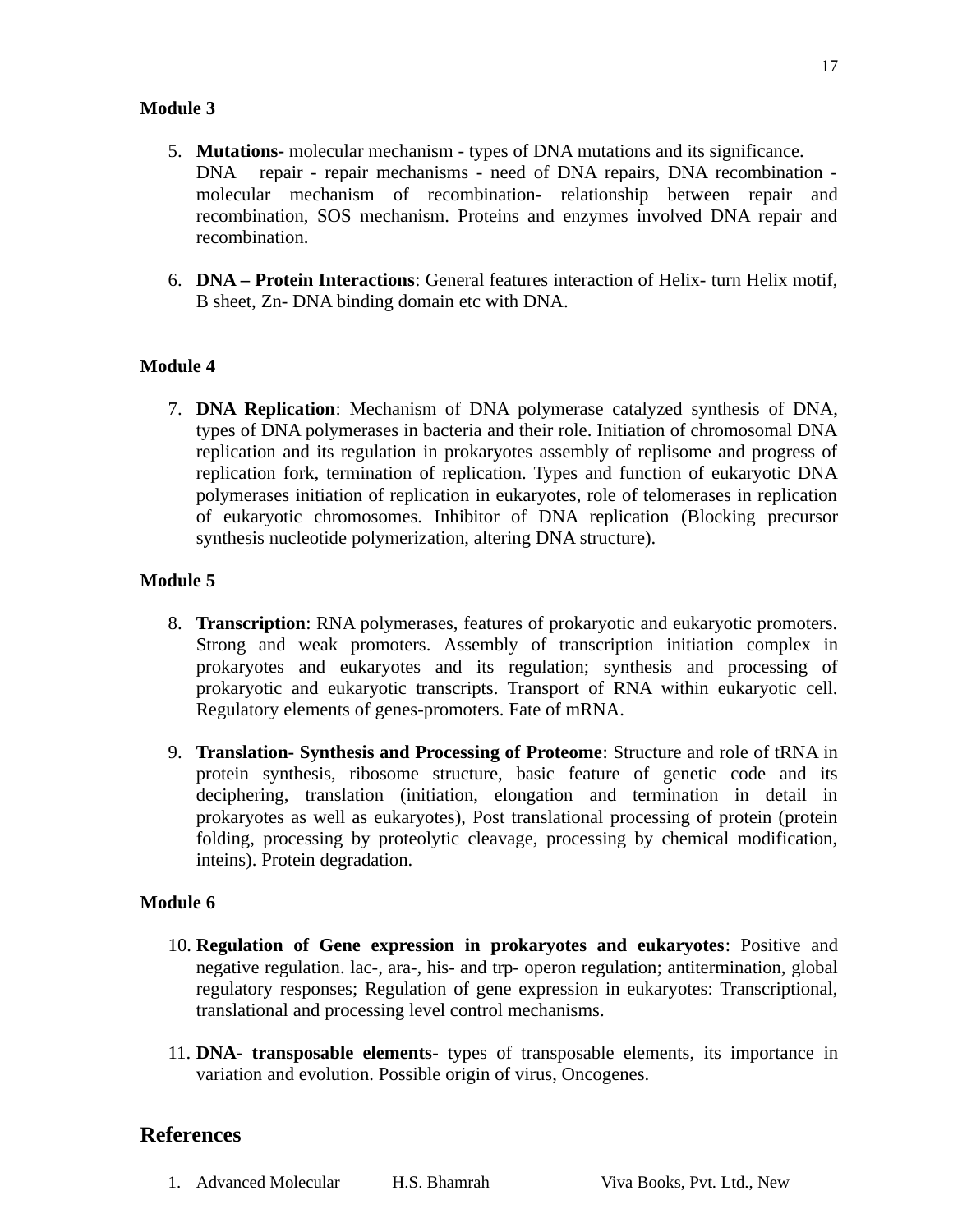**Module 3**

5. **Mutations-** molecular mechanism - types of DNA mutations and its significance. DNA repair - repair mechanisms - need of DNA repairs, DNA recombination - molecular mechanism of recombination- relationship between repair and recombination, SOS mechanism. Proteins and enzymes involved DNA repair and recombination.

6. **DNA – Protein Interactions**: General features interaction of Helix- turn Helix motif, B sheet, Zn- DNA binding domain etc with DNA.

**Module 4**

7. **DNA Replication**: Mechanism of DNA polymerase catalyzed synthesis of DNA, types of DNA polymerases in bacteria and their role. Initiation of chromosomal DNA replication and its regulation in prokaryotes assembly of replisome and progress of replication fork, termination of replication. Types and function of eukaryotic DNA polymerases initiation of replication in eukaryotes, role of telomerases in replication of eukaryotic chromosomes. Inhibitor of DNA replication (Blocking precursor synthesis nucleotide polymerization, altering DNA structure).

**Module 5**

8. **Transcription**: RNA polymerases, features of prokaryotic and eukaryotic promoters. Strong and weak promoters. Assembly of transcription initiation complex in prokaryotes and eukaryotes and its regulation; synthesis and processing of prokaryotic and eukaryotic transcripts. Transport of RNA within eukaryotic cell. Regulatory elements of genes-promoters. Fate of mRNA.

9. **Translation- Synthesis and Processing of Proteome**: Structure and role of tRNA in protein synthesis, ribosome structure, basic feature of genetic code and its deciphering, translation (initiation, elongation and termination in detail in prokaryotes as well as eukaryotes), Post translational processing of protein (protein folding, processing by proteolytic cleavage, processing by chemical modification, inteins). Protein degradation.

**Module 6**

10. **Regulation of Gene expression in prokaryotes and eukaryotes**: Positive and negative regulation. lac-, ara-, his- and trp- operon regulation; antitermination, global regulatory responses; Regulation of gene expression in eukaryotes: Transcriptional, translational and processing level control mechanisms.

11. **DNA- transposable elements**- types of transposable elements, its importance in variation and evolution. Possible origin of virus, Oncogenes.

## References

| | | | |
|---|---|---|---|
| 1. | Advanced Molecular | H.S. Bhamrah | Viva Books, Pvt. Ltd., New |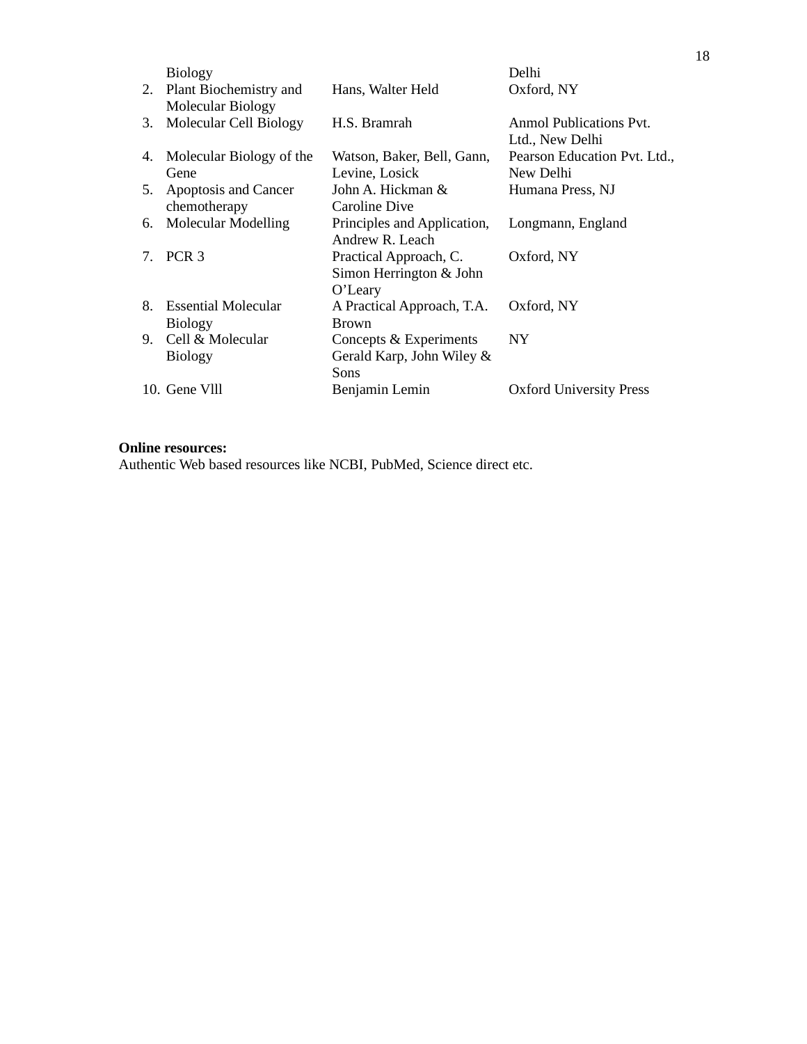| | | | |
|---|---|---|---|
| | Biology | | Delhi |
| 2. | Plant Biochemistry and Molecular Biology | Hans, Walter Held | Oxford, NY |
| 3. | Molecular Cell Biology | H.S. Bramrah | Anmol Publications Pvt. Ltd., New Delhi |
| 4. | Molecular Biology of the Gene | Watson, Baker, Bell, Gann, Levine, Losick | Pearson Education Pvt. Ltd., New Delhi |
| 5. | Apoptosis and Cancer chemotherapy | John A. Hickman & Caroline Dive | Humana Press, NJ |
| 6. | Molecular Modelling | Principles and Application, Andrew R. Leach | Longmann, England |
| 7. | PCR 3 | Practical Approach, C. Simon Herrington & John O'Leary | Oxford, NY |
| 8. | Essential Molecular Biology | A Practical Approach, T.A. Brown | Oxford, NY |
| 9. | Cell & Molecular Biology | Concepts & Experiments Gerald Karp, John Wiley & Sons | NY |
| 10. | Gene Vlll | Benjamin Lemin | Oxford University Press |

**Online resources:**
Authentic Web based resources like NCBI, PubMed, Science direct etc.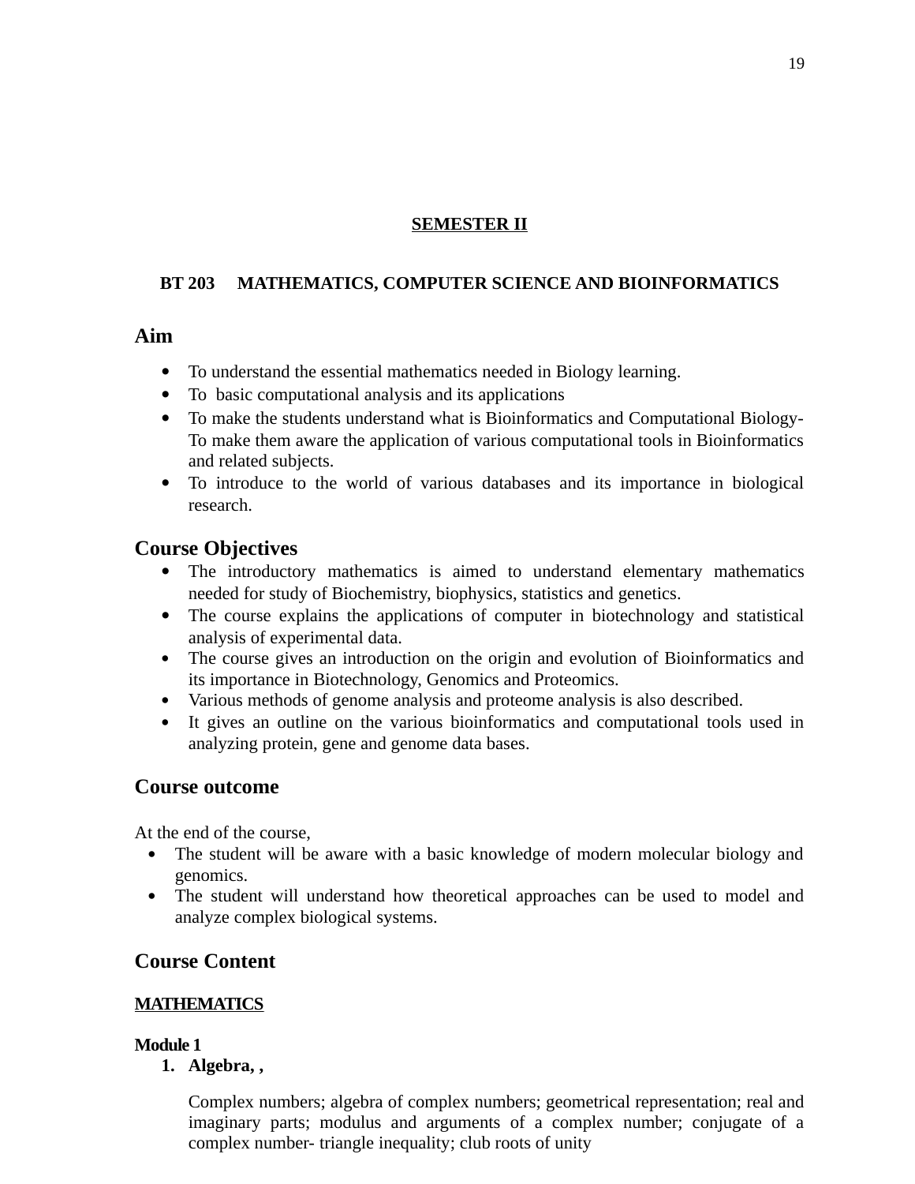## SEMESTER II

### BT 203 MATHEMATICS, COMPUTER SCIENCE AND BIOINFORMATICS

## Aim

- To understand the essential mathematics needed in Biology learning.
- To basic computational analysis and its applications
- To make the students understand what is Bioinformatics and Computational Biology- To make them aware the application of various computational tools in Bioinformatics and related subjects.
- To introduce to the world of various databases and its importance in biological research.

## Course Objectives

- The introductory mathematics is aimed to understand elementary mathematics needed for study of Biochemistry, biophysics, statistics and genetics.
- The course explains the applications of computer in biotechnology and statistical analysis of experimental data.
- The course gives an introduction on the origin and evolution of Bioinformatics and its importance in Biotechnology, Genomics and Proteomics.
- Various methods of genome analysis and proteome analysis is also described.
- It gives an outline on the various bioinformatics and computational tools used in analyzing protein, gene and genome data bases.

## Course outcome

At the end of the course,

- The student will be aware with a basic knowledge of modern molecular biology and genomics.
- The student will understand how theoretical approaches can be used to model and analyze complex biological systems.

## Course Content

### MATHEMATICS

#### Module 1

1. **Algebra, ,**

   Complex numbers; algebra of complex numbers; geometrical representation; real and imaginary parts; modulus and arguments of a complex number; conjugate of a complex number- triangle inequality; club roots of unity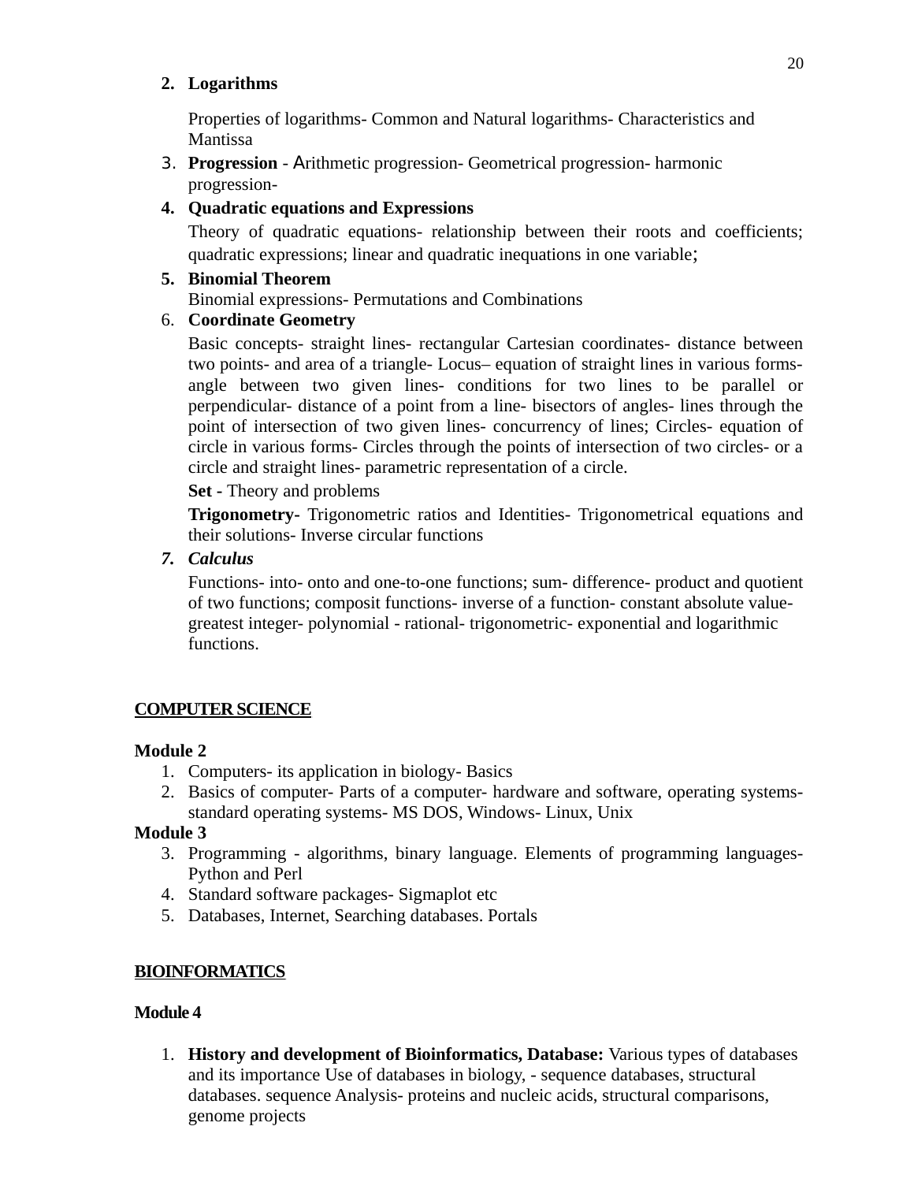2. **Logarithms**

   Properties of logarithms- Common and Natural logarithms- Characteristics and Mantissa

3. **Progression** - Arithmetic progression- Geometrical progression- harmonic progression-

4. **Quadratic equations and Expressions**

   Theory of quadratic equations- relationship between their roots and coefficients; quadratic expressions; linear and quadratic inequations in one variable;

5. **Binomial Theorem**

   Binomial expressions- Permutations and Combinations

6. **Coordinate Geometry**

   Basic concepts- straight lines- rectangular Cartesian coordinates- distance between two points- and area of a triangle- Locus– equation of straight lines in various forms- angle between two given lines- conditions for two lines to be parallel or perpendicular- distance of a point from a line- bisectors of angles- lines through the point of intersection of two given lines- concurrency of lines; Circles- equation of circle in various forms- Circles through the points of intersection of two circles- or a circle and straight lines- parametric representation of a circle.

   **Set -** Theory and problems

   **Trigonometry-** Trigonometric ratios and Identities- Trigonometrical equations and their solutions- Inverse circular functions

7. ***Calculus***

   Functions- into- onto and one-to-one functions; sum- difference- product and quotient of two functions; composit functions- inverse of a function- constant absolute value- greatest integer- polynomial - rational- trigonometric- exponential and logarithmic functions.

## COMPUTER SCIENCE

**Module 2**

1. Computers- its application in biology- Basics
2. Basics of computer- Parts of a computer- hardware and software, operating systems- standard operating systems- MS DOS, Windows- Linux, Unix

**Module 3**

3. Programming - algorithms, binary language. Elements of programming languages- Python and Perl
4. Standard software packages- Sigmaplot etc
5. Databases, Internet, Searching databases. Portals

## BIOINFORMATICS

**Module 4**

1. **History and development of Bioinformatics, Database:** Various types of databases and its importance Use of databases in biology, - sequence databases, structural databases. sequence Analysis- proteins and nucleic acids, structural comparisons, genome projects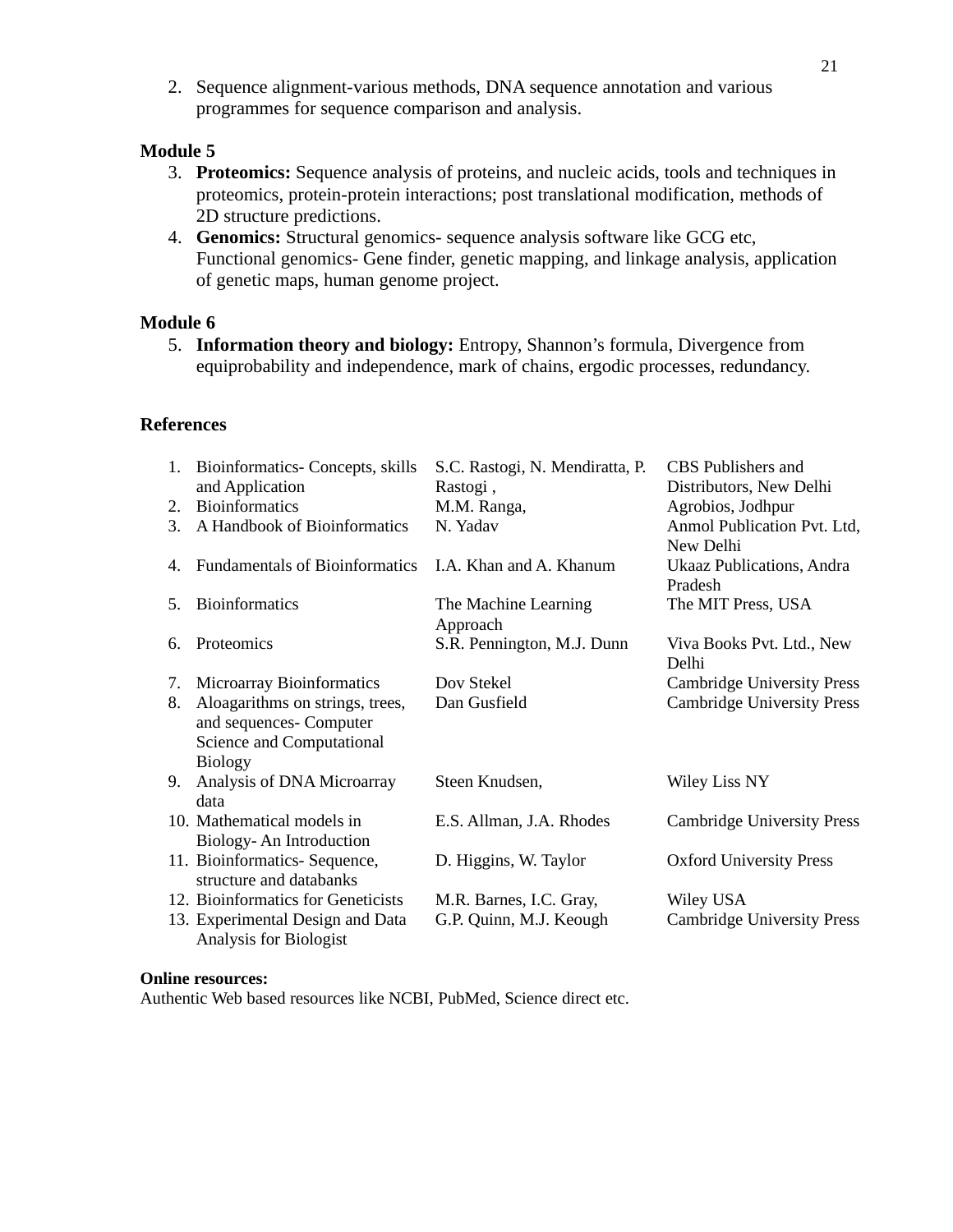2. Sequence alignment-various methods, DNA sequence annotation and various programmes for sequence comparison and analysis.

**Module 5**

3. **Proteomics:** Sequence analysis of proteins, and nucleic acids, tools and techniques in proteomics, protein-protein interactions; post translational modification, methods of 2D structure predictions.
4. **Genomics:** Structural genomics- sequence analysis software like GCG etc, Functional genomics- Gene finder, genetic mapping, and linkage analysis, application of genetic maps, human genome project.

**Module 6**

5. **Information theory and biology:** Entropy, Shannon's formula, Divergence from equiprobability and independence, mark of chains, ergodic processes, redundancy.

**References**

| | Title | Author | Publisher |
|---|---|---|---|
| 1. | Bioinformatics- Concepts, skills and Application | S.C. Rastogi, N. Mendiratta, P. Rastogi , | CBS Publishers and Distributors, New Delhi |
| 2. | Bioinformatics | M.M. Ranga, | Agrobios, Jodhpur |
| 3. | A Handbook of Bioinformatics | N. Yadav | Anmol Publication Pvt. Ltd, New Delhi |
| 4. | Fundamentals of Bioinformatics | I.A. Khan and A. Khanum | Ukaaz Publications, Andra Pradesh |
| 5. | Bioinformatics | The Machine Learning Approach | The MIT Press, USA |
| 6. | Proteomics | S.R. Pennington, M.J. Dunn | Viva Books Pvt. Ltd., New Delhi |
| 7. | Microarray Bioinformatics | Dov Stekel | Cambridge University Press |
| 8. | Aloagarithms on strings, trees, and sequences- Computer Science and Computational Biology | Dan Gusfield | Cambridge University Press |
| 9. | Analysis of DNA Microarray data | Steen Knudsen, | Wiley Liss NY |
| 10. | Mathematical models in Biology- An Introduction | E.S. Allman, J.A. Rhodes | Cambridge University Press |
| 11. | Bioinformatics- Sequence, structure and databanks | D. Higgins, W. Taylor | Oxford University Press |
| 12. | Bioinformatics for Geneticists | M.R. Barnes, I.C. Gray, | Wiley USA |
| 13. | Experimental Design and Data Analysis for Biologist | G.P. Quinn, M.J. Keough | Cambridge University Press |

**Online resources:**

Authentic Web based resources like NCBI, PubMed, Science direct etc.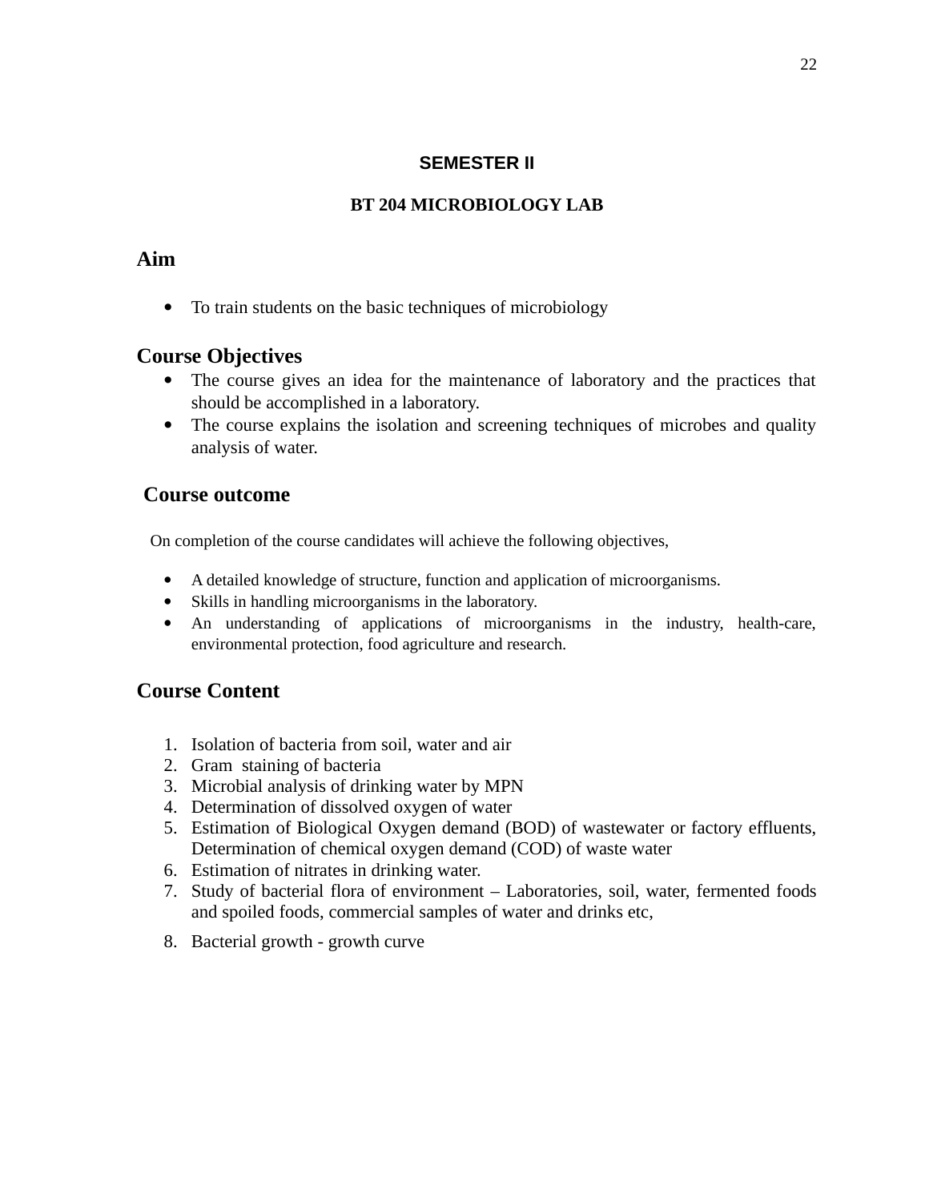## SEMESTER II

### BT 204 MICROBIOLOGY LAB

## Aim

- To train students on the basic techniques of microbiology

## Course Objectives

- The course gives an idea for the maintenance of laboratory and the practices that should be accomplished in a laboratory.
- The course explains the isolation and screening techniques of microbes and quality analysis of water.

## Course outcome

On completion of the course candidates will achieve the following objectives,

- A detailed knowledge of structure, function and application of microorganisms.
- Skills in handling microorganisms in the laboratory.
- An understanding of applications of microorganisms in the industry, health-care, environmental protection, food agriculture and research.

## Course Content

1. Isolation of bacteria from soil, water and air
2. Gram staining of bacteria
3. Microbial analysis of drinking water by MPN
4. Determination of dissolved oxygen of water
5. Estimation of Biological Oxygen demand (BOD) of wastewater or factory effluents, Determination of chemical oxygen demand (COD) of waste water
6. Estimation of nitrates in drinking water.
7. Study of bacterial flora of environment – Laboratories, soil, water, fermented foods and spoiled foods, commercial samples of water and drinks etc,
8. Bacterial growth - growth curve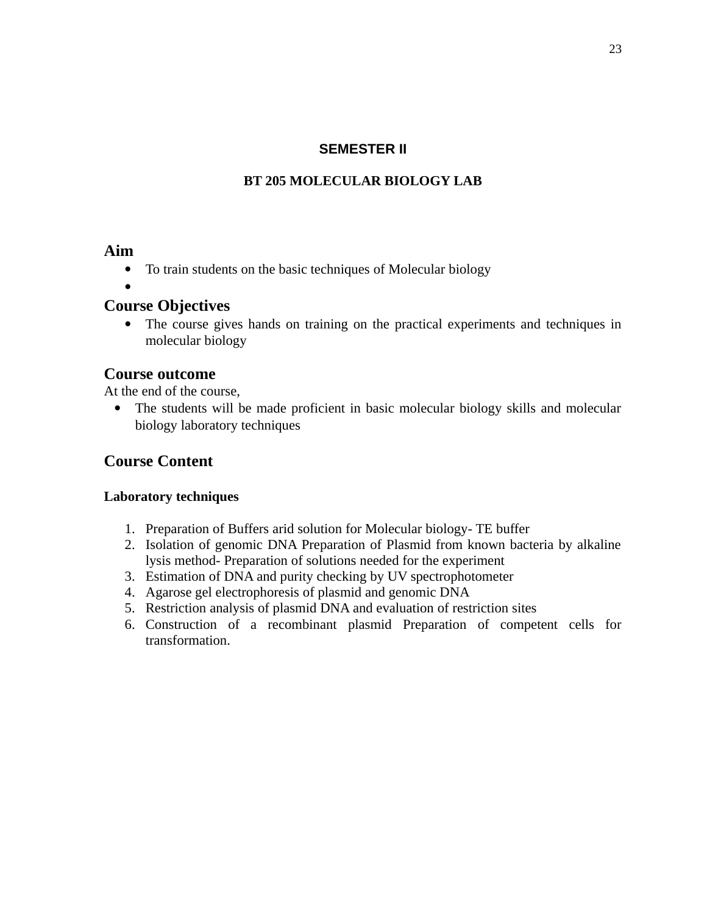**SEMESTER II**

**BT 205 MOLECULAR BIOLOGY LAB**

## Aim

- To train students on the basic techniques of Molecular biology
- 

## Course Objectives

- The course gives hands on training on the practical experiments and techniques in molecular biology

## Course outcome

At the end of the course,

- The students will be made proficient in basic molecular biology skills and molecular biology laboratory techniques

## Course Content

**Laboratory techniques**

1. Preparation of Buffers arid solution for Molecular biology- TE buffer
2. Isolation of genomic DNA Preparation of Plasmid from known bacteria by alkaline lysis method- Preparation of solutions needed for the experiment
3. Estimation of DNA and purity checking by UV spectrophotometer
4. Agarose gel electrophoresis of plasmid and genomic DNA
5. Restriction analysis of plasmid DNA and evaluation of restriction sites
6. Construction of a recombinant plasmid Preparation of competent cells for transformation.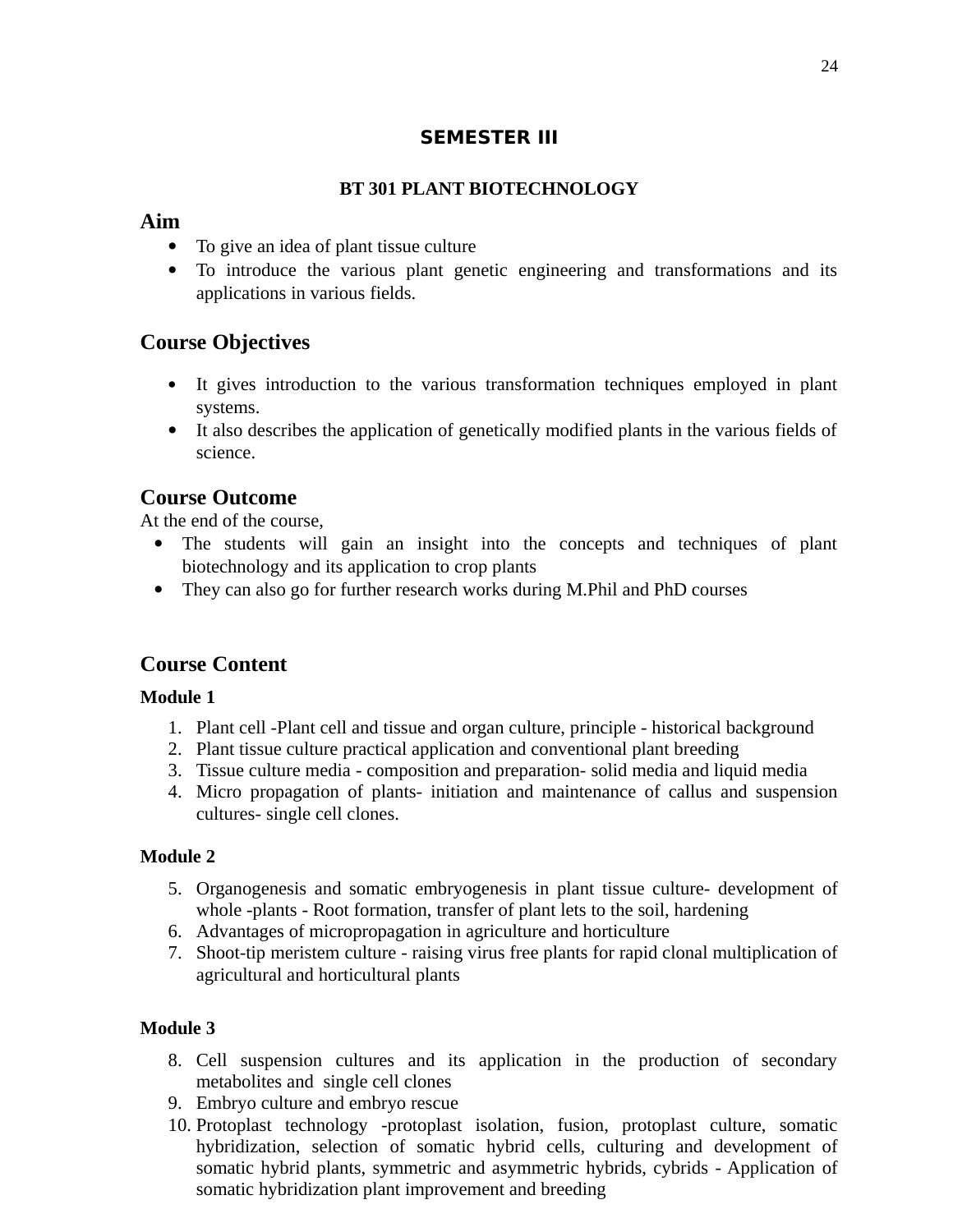## SEMESTER III

### BT 301 PLANT BIOTECHNOLOGY

## Aim

- To give an idea of plant tissue culture
- To introduce the various plant genetic engineering and transformations and its applications in various fields.

## Course Objectives

- It gives introduction to the various transformation techniques employed in plant systems.
- It also describes the application of genetically modified plants in the various fields of science.

## Course Outcome

At the end of the course,

- The students will gain an insight into the concepts and techniques of plant biotechnology and its application to crop plants
- They can also go for further research works during M.Phil and PhD courses

## Course Content

**Module 1**

1. Plant cell -Plant cell and tissue and organ culture, principle - historical background
2. Plant tissue culture practical application and conventional plant breeding
3. Tissue culture media - composition and preparation- solid media and liquid media
4. Micro propagation of plants- initiation and maintenance of callus and suspension cultures- single cell clones.

**Module 2**

5. Organogenesis and somatic embryogenesis in plant tissue culture- development of whole -plants - Root formation, transfer of plant lets to the soil, hardening
6. Advantages of micropropagation in agriculture and horticulture
7. Shoot-tip meristem culture - raising virus free plants for rapid clonal multiplication of agricultural and horticultural plants

**Module 3**

8. Cell suspension cultures and its application in the production of secondary metabolites and single cell clones
9. Embryo culture and embryo rescue
10. Protoplast technology -protoplast isolation, fusion, protoplast culture, somatic hybridization, selection of somatic hybrid cells, culturing and development of somatic hybrid plants, symmetric and asymmetric hybrids, cybrids - Application of somatic hybridization plant improvement and breeding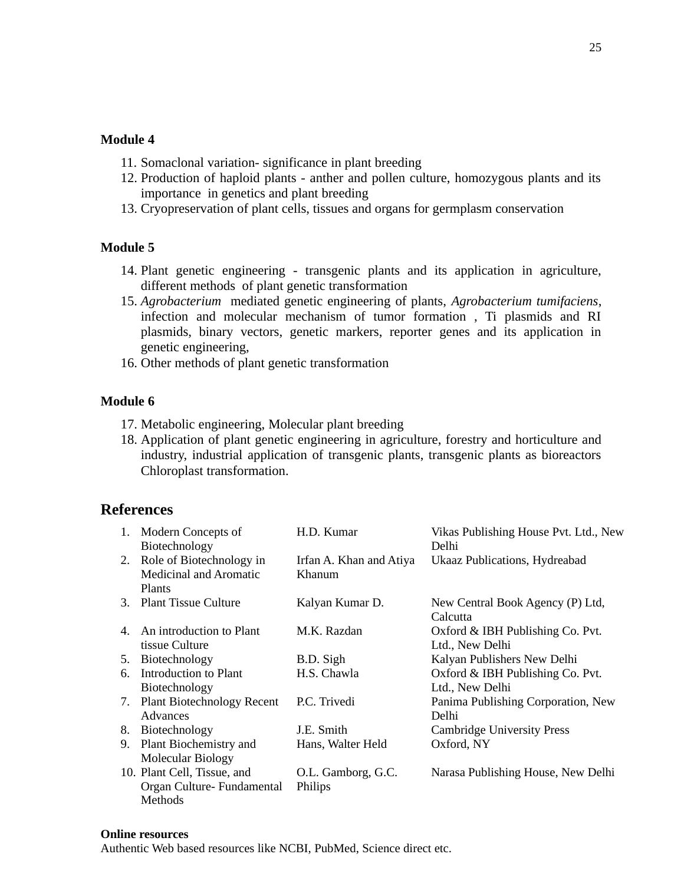**Module 4**

11. Somaclonal variation- significance in plant breeding
12. Production of haploid plants - anther and pollen culture, homozygous plants and its importance in genetics and plant breeding
13. Cryopreservation of plant cells, tissues and organs for germplasm conservation

**Module 5**

14. Plant genetic engineering - transgenic plants and its application in agriculture, different methods of plant genetic transformation
15. *Agrobacterium* mediated genetic engineering of plants, *Agrobacterium tumifaciens*, infection and molecular mechanism of tumor formation , Ti plasmids and RI plasmids, binary vectors, genetic markers, reporter genes and its application in genetic engineering,
16. Other methods of plant genetic transformation

**Module 6**

17. Metabolic engineering, Molecular plant breeding
18. Application of plant genetic engineering in agriculture, forestry and horticulture and industry, industrial application of transgenic plants, transgenic plants as bioreactors Chloroplast transformation.

## References

| | Title | Author | Publisher |
|---|---|---|---|
| 1. | Modern Concepts of Biotechnology | H.D. Kumar | Vikas Publishing House Pvt. Ltd., New Delhi |
| 2. | Role of Biotechnology in Medicinal and Aromatic Plants | Irfan A. Khan and Atiya Khanum | Ukaaz Publications, Hydreabad |
| 3. | Plant Tissue Culture | Kalyan Kumar D. | New Central Book Agency (P) Ltd, Calcutta |
| 4. | An introduction to Plant tissue Culture | M.K. Razdan | Oxford & IBH Publishing Co. Pvt. Ltd., New Delhi |
| 5. | Biotechnology | B.D. Sigh | Kalyan Publishers New Delhi |
| 6. | Introduction to Plant Biotechnology | H.S. Chawla | Oxford & IBH Publishing Co. Pvt. Ltd., New Delhi |
| 7. | Plant Biotechnology Recent Advances | P.C. Trivedi | Panima Publishing Corporation, New Delhi |
| 8. | Biotechnology | J.E. Smith | Cambridge University Press |
| 9. | Plant Biochemistry and Molecular Biology | Hans, Walter Held | Oxford, NY |
| 10. | Plant Cell, Tissue, and Organ Culture- Fundamental Methods | O.L. Gamborg, G.C. Philips | Narasa Publishing House, New Delhi |

**Online resources**

Authentic Web based resources like NCBI, PubMed, Science direct etc.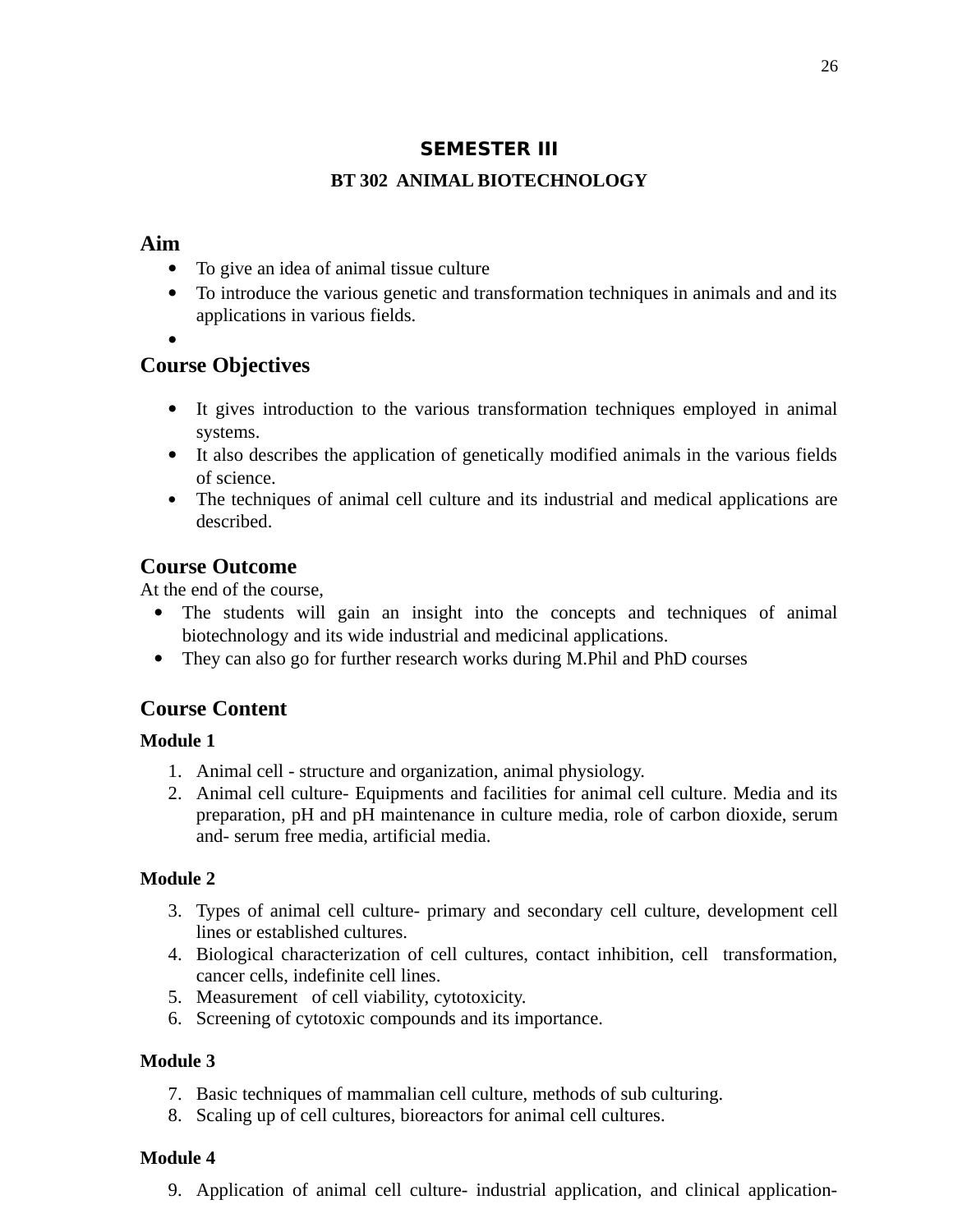## SEMESTER III

### BT 302 ANIMAL BIOTECHNOLOGY

## Aim

- To give an idea of animal tissue culture
- To introduce the various genetic and transformation techniques in animals and and its applications in various fields.
- 

## Course Objectives

- It gives introduction to the various transformation techniques employed in animal systems.
- It also describes the application of genetically modified animals in the various fields of science.
- The techniques of animal cell culture and its industrial and medical applications are described.

## Course Outcome

At the end of the course,

- The students will gain an insight into the concepts and techniques of animal biotechnology and its wide industrial and medicinal applications.
- They can also go for further research works during M.Phil and PhD courses

## Course Content

**Module 1**

1. Animal cell - structure and organization, animal physiology.
2. Animal cell culture- Equipments and facilities for animal cell culture. Media and its preparation, pH and pH maintenance in culture media, role of carbon dioxide, serum and- serum free media, artificial media.

**Module 2**

3. Types of animal cell culture- primary and secondary cell culture, development cell lines or established cultures.
4. Biological characterization of cell cultures, contact inhibition, cell transformation, cancer cells, indefinite cell lines.
5. Measurement of cell viability, cytotoxicity.
6. Screening of cytotoxic compounds and its importance.

**Module 3**

7. Basic techniques of mammalian cell culture, methods of sub culturing.
8. Scaling up of cell cultures, bioreactors for animal cell cultures.

**Module 4**

9. Application of animal cell culture- industrial application, and clinical application-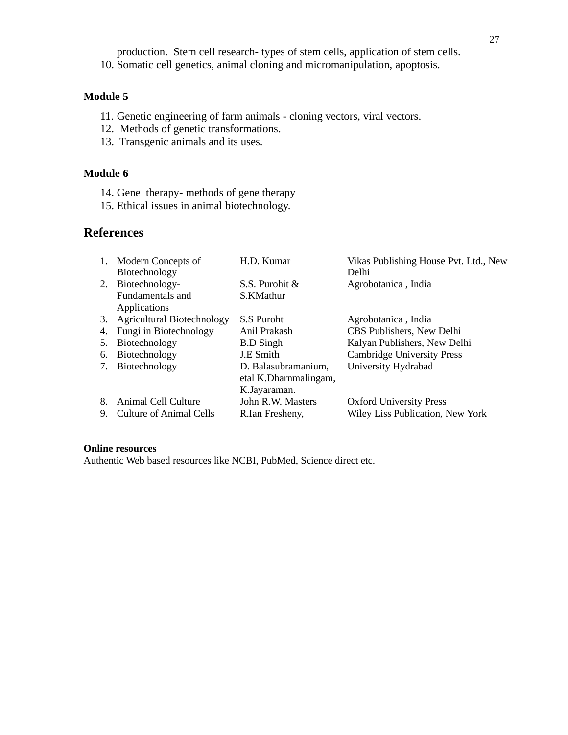production.  Stem cell research- types of stem cells, application of stem cells.

10. Somatic cell genetics, animal cloning and micromanipulation, apoptosis.

**Module 5**

11. Genetic engineering of farm animals - cloning vectors, viral vectors.
12. Methods of genetic transformations.
13. Transgenic animals and its uses.

**Module 6**

14. Gene  therapy- methods of gene therapy
15. Ethical issues in animal biotechnology.

## References

| | Title | Author | Publisher |
|---|---|---|---|
| 1. | Modern Concepts of Biotechnology | H.D. Kumar | Vikas Publishing House Pvt. Ltd., New Delhi |
| 2. | Biotechnology- Fundamentals and Applications | S.S. Purohit & S.KMathur | Agrobotanica , India |
| 3. | Agricultural Biotechnology | S.S Puroht | Agrobotanica , India |
| 4. | Fungi in Biotechnology | Anil Prakash | CBS Publishers, New Delhi |
| 5. | Biotechnology | B.D Singh | Kalyan Publishers, New Delhi |
| 6. | Biotechnology | J.E Smith | Cambridge University Press |
| 7. | Biotechnology | D. Balasubramanium, etal K.Dharnmalingam, K.Jayaraman. | University Hydrabad |
| 8. | Animal Cell Culture | John R.W. Masters | Oxford University Press |
| 9. | Culture of Animal Cells | R.Ian Fresheny, | Wiley Liss Publication, New York |

**Online resources**

Authentic Web based resources like NCBI, PubMed, Science direct etc.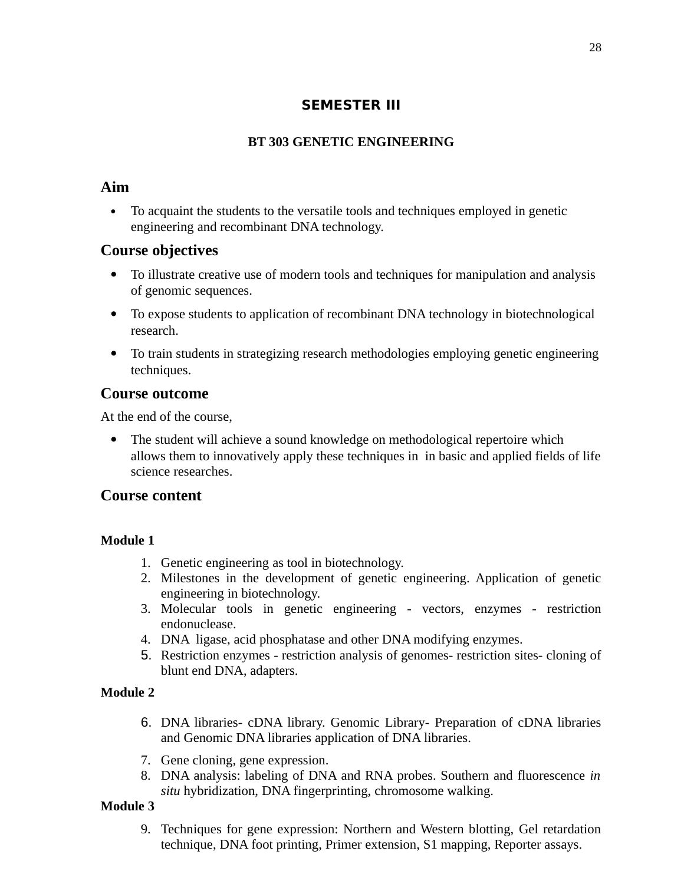## SEMESTER III

### BT 303 GENETIC ENGINEERING

## Aim

- To acquaint the students to the versatile tools and techniques employed in genetic engineering and recombinant DNA technology.

## Course objectives

- To illustrate creative use of modern tools and techniques for manipulation and analysis of genomic sequences.
- To expose students to application of recombinant DNA technology in biotechnological research.
- To train students in strategizing research methodologies employing genetic engineering techniques.

## Course outcome

At the end of the course,

- The student will achieve a sound knowledge on methodological repertoire which allows them to innovatively apply these techniques in  in basic and applied fields of life science researches.

## Course content

**Module 1**

1. Genetic engineering as tool in biotechnology.
2. Milestones in the development of genetic engineering. Application of genetic engineering in biotechnology.
3. Molecular tools in genetic engineering - vectors, enzymes - restriction endonuclease.
4. DNA  ligase, acid phosphatase and other DNA modifying enzymes.
5. Restriction enzymes - restriction analysis of genomes- restriction sites- cloning of blunt end DNA, adapters.

**Module 2**

6. DNA libraries- cDNA library. Genomic Library- Preparation of cDNA libraries and Genomic DNA libraries application of DNA libraries.
7. Gene cloning, gene expression.
8. DNA analysis: labeling of DNA and RNA probes. Southern and fluorescence *in situ* hybridization, DNA fingerprinting, chromosome walking.

**Module 3**

9. Techniques for gene expression: Northern and Western blotting, Gel retardation technique, DNA foot printing, Primer extension, S1 mapping, Reporter assays.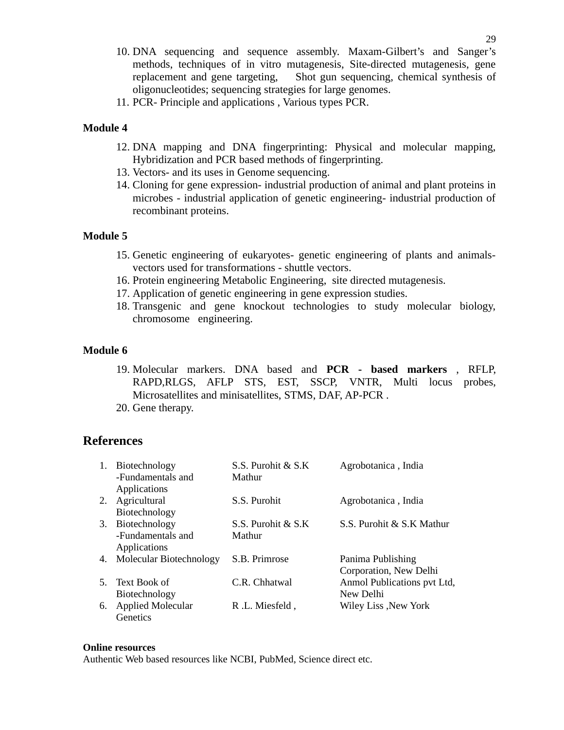10. DNA sequencing and sequence assembly. Maxam-Gilbert's and Sanger's methods, techniques of in vitro mutagenesis, Site-directed mutagenesis, gene replacement and gene targeting, Shot gun sequencing, chemical synthesis of oligonucleotides; sequencing strategies for large genomes.
11. PCR- Principle and applications , Various types PCR.

**Module 4**

12. DNA mapping and DNA fingerprinting: Physical and molecular mapping, Hybridization and PCR based methods of fingerprinting.
13. Vectors- and its uses in Genome sequencing.
14. Cloning for gene expression- industrial production of animal and plant proteins in microbes - industrial application of genetic engineering- industrial production of recombinant proteins.

**Module 5**

15. Genetic engineering of eukaryotes- genetic engineering of plants and animals- vectors used for transformations - shuttle vectors.
16. Protein engineering Metabolic Engineering, site directed mutagenesis.
17. Application of genetic engineering in gene expression studies.
18. Transgenic and gene knockout technologies to study molecular biology, chromosome engineering.

**Module 6**

19. Molecular markers. DNA based and **PCR - based markers** , RFLP, RAPD,RLGS, AFLP STS, EST, SSCP, VNTR, Multi locus probes, Microsatellites and minisatellites, STMS, DAF, AP-PCR .
20. Gene therapy.

## References

| | | | |
|---|---|---|---|
| 1. | Biotechnology -Fundamentals and Applications | S.S. Purohit & S.K Mathur | Agrobotanica , India |
| 2. | Agricultural Biotechnology | S.S. Purohit | Agrobotanica , India |
| 3. | Biotechnology -Fundamentals and Applications | S.S. Purohit & S.K Mathur | S.S. Purohit & S.K Mathur |
| 4. | Molecular Biotechnology | S.B. Primrose | Panima Publishing Corporation, New Delhi |
| 5. | Text Book of Biotechnology | C.R. Chhatwal | Anmol Publications pvt Ltd, New Delhi |
| 6. | Applied Molecular Genetics | R .L. Miesfeld , | Wiley Liss ,New York |

**Online resources**

Authentic Web based resources like NCBI, PubMed, Science direct etc.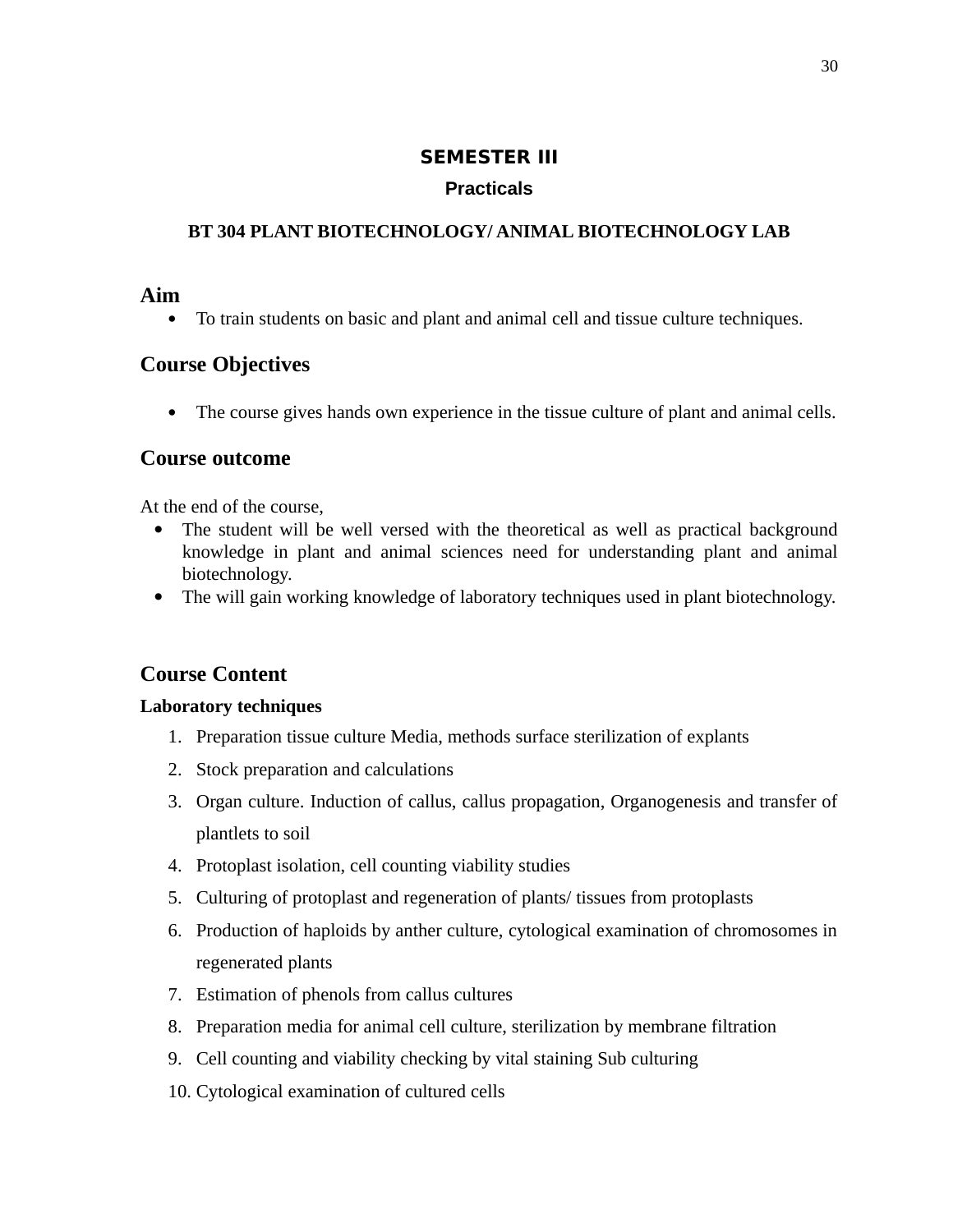## SEMESTER III

### Practicals

**BT 304 PLANT BIOTECHNOLOGY/ ANIMAL BIOTECHNOLOGY LAB**

## Aim

- To train students on basic and plant and animal cell and tissue culture techniques.

## Course Objectives

- The course gives hands own experience in the tissue culture of plant and animal cells.

## Course outcome

At the end of the course,

- The student will be well versed with the theoretical as well as practical background knowledge in plant and animal sciences need for understanding plant and animal biotechnology.
- The will gain working knowledge of laboratory techniques used in plant biotechnology.

## Course Content

**Laboratory techniques**

1. Preparation tissue culture Media, methods surface sterilization of explants
2. Stock preparation and calculations
3. Organ culture. Induction of callus, callus propagation, Organogenesis and transfer of plantlets to soil
4. Protoplast isolation, cell counting viability studies
5. Culturing of protoplast and regeneration of plants/ tissues from protoplasts
6. Production of haploids by anther culture, cytological examination of chromosomes in regenerated plants
7. Estimation of phenols from callus cultures
8. Preparation media for animal cell culture, sterilization by membrane filtration
9. Cell counting and viability checking by vital staining Sub culturing
10. Cytological examination of cultured cells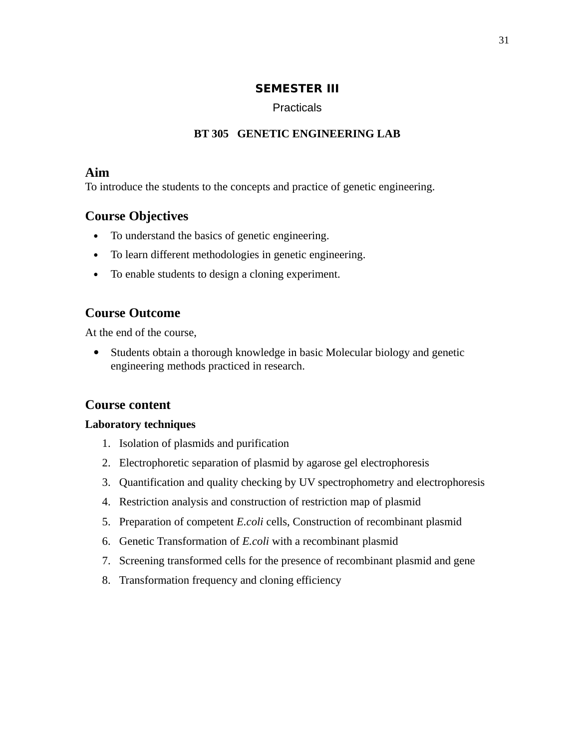## SEMESTER III

Practicals

### BT 305 GENETIC ENGINEERING LAB

## Aim

To introduce the students to the concepts and practice of genetic engineering.

## Course Objectives

- To understand the basics of genetic engineering.
- To learn different methodologies in genetic engineering.
- To enable students to design a cloning experiment.

## Course Outcome

At the end of the course,

- Students obtain a thorough knowledge in basic Molecular biology and genetic engineering methods practiced in research.

## Course content

**Laboratory techniques**

1. Isolation of plasmids and purification
2. Electrophoretic separation of plasmid by agarose gel electrophoresis
3. Quantification and quality checking by UV spectrophometry and electrophoresis
4. Restriction analysis and construction of restriction map of plasmid
5. Preparation of competent *E.coli* cells, Construction of recombinant plasmid
6. Genetic Transformation of *E.coli* with a recombinant plasmid
7. Screening transformed cells for the presence of recombinant plasmid and gene
8. Transformation frequency and cloning efficiency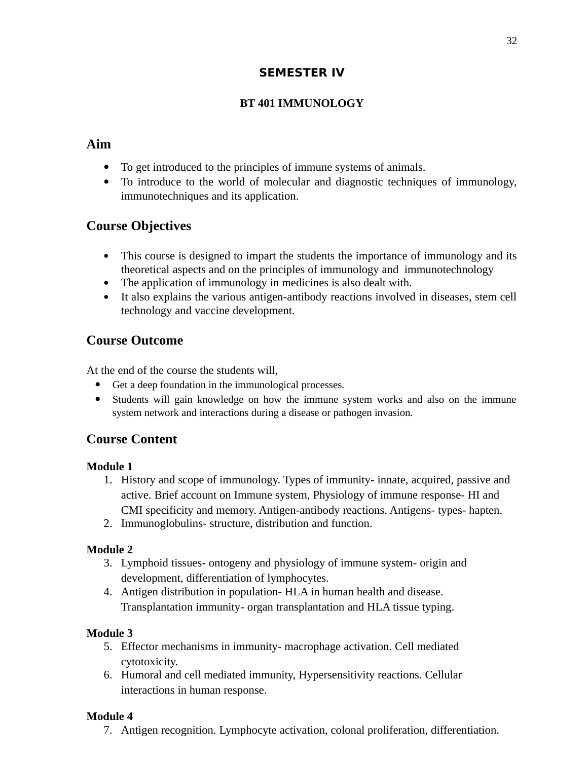## SEMESTER IV

### BT 401 IMMUNOLOGY

## Aim

- To get introduced to the principles of immune systems of animals.
- To introduce to the world of molecular and diagnostic techniques of immunology, immunotechniques and its application.

## Course Objectives

- This course is designed to impart the students the importance of immunology and its theoretical aspects and on the principles of immunology and immunotechnology
- The application of immunology in medicines is also dealt with.
- It also explains the various antigen-antibody reactions involved in diseases, stem cell technology and vaccine development.

## Course Outcome

At the end of the course the students will,

- Get a deep foundation in the immunological processes.
- Students will gain knowledge on how the immune system works and also on the immune system network and interactions during a disease or pathogen invasion.

## Course Content

**Module 1**

1. History and scope of immunology. Types of immunity- innate, acquired, passive and active. Brief account on Immune system, Physiology of immune response- HI and CMI specificity and memory. Antigen-antibody reactions. Antigens- types- hapten.
2. Immunoglobulins- structure, distribution and function.

**Module 2**

3. Lymphoid tissues- ontogeny and physiology of immune system- origin and development, differentiation of lymphocytes.
4. Antigen distribution in population- HLA in human health and disease. Transplantation immunity- organ transplantation and HLA tissue typing.

**Module 3**

5. Effector mechanisms in immunity- macrophage activation. Cell mediated cytotoxicity.
6. Humoral and cell mediated immunity, Hypersensitivity reactions. Cellular interactions in human response.

**Module 4**

7. Antigen recognition. Lymphocyte activation, colonal proliferation, differentiation.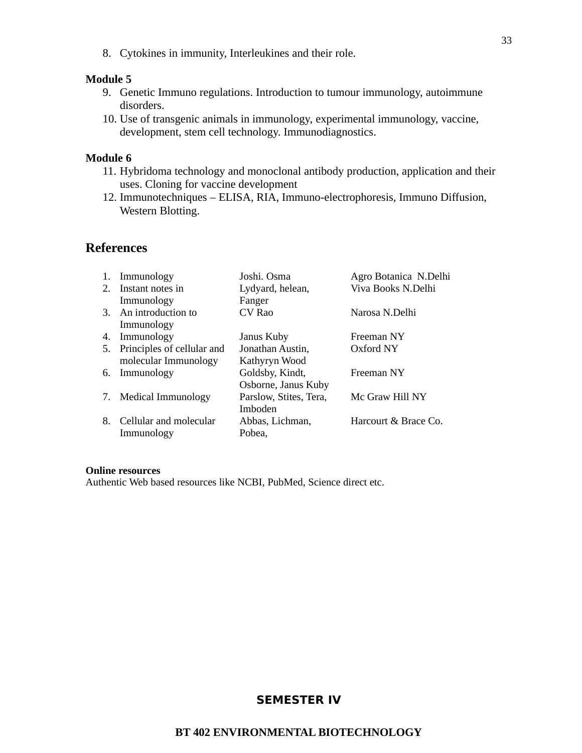8. Cytokines in immunity, Interleukines and their role.

**Module 5**

9. Genetic Immuno regulations. Introduction to tumour immunology, autoimmune disorders.
10. Use of transgenic animals in immunology, experimental immunology, vaccine, development, stem cell technology. Immunodiagnostics.

**Module 6**

11. Hybridoma technology and monoclonal antibody production, application and their uses. Cloning for vaccine development
12. Immunotechniques – ELISA, RIA, Immuno-electrophoresis, Immuno Diffusion, Western Blotting.

## References

| No. | Title | Author | Publisher |
|---|---|---|---|
| 1. | Immunology | Joshi. Osma | Agro Botanica N.Delhi |
| 2. | Instant notes in Immunology | Lydyard, helean, Fanger | Viva Books N.Delhi |
| 3. | An introduction to Immunology | CV Rao | Narosa N.Delhi |
| 4. | Immunology | Janus Kuby | Freeman NY |
| 5. | Principles of cellular and molecular Immunology | Jonathan Austin, Kathyryn Wood | Oxford NY |
| 6. | Immunology | Goldsby, Kindt, Osborne, Janus Kuby | Freeman NY |
| 7. | Medical Immunology | Parslow, Stites, Tera, Imboden | Mc Graw Hill NY |
| 8. | Cellular and molecular Immunology | Abbas, Lichman, Pobea, | Harcourt & Brace Co. |

**Online resources**

Authentic Web based resources like NCBI, PubMed, Science direct etc.

## SEMESTER IV

### BT 402 ENVIRONMENTAL BIOTECHNOLOGY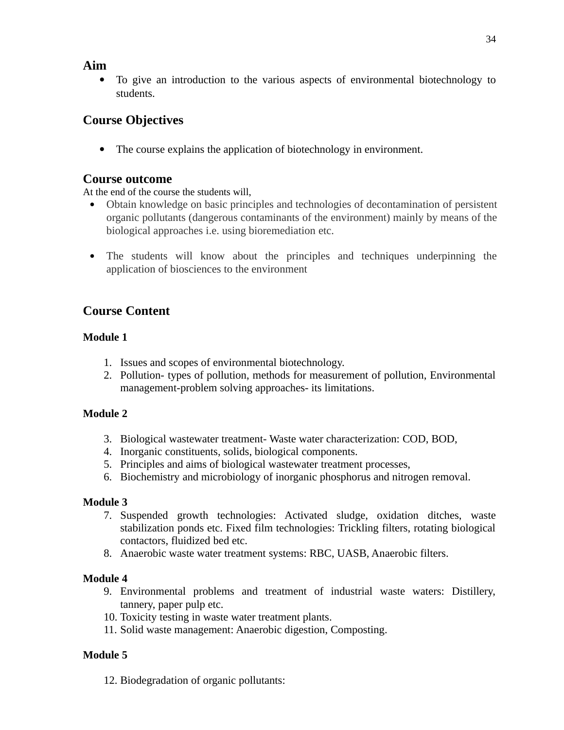## Aim

- To give an introduction to the various aspects of environmental biotechnology to students.

## Course Objectives

- The course explains the application of biotechnology in environment.

## Course outcome

At the end of the course the students will,

- Obtain knowledge on basic principles and technologies of decontamination of persistent organic pollutants (dangerous contaminants of the environment) mainly by means of the biological approaches i.e. using bioremediation etc.

- The students will know about the principles and techniques underpinning the application of biosciences to the environment

## Course Content

**Module 1**

1. Issues and scopes of environmental biotechnology.
2. Pollution- types of pollution, methods for measurement of pollution, Environmental management-problem solving approaches- its limitations.

**Module 2**

3. Biological wastewater treatment- Waste water characterization: COD, BOD,
4. Inorganic constituents, solids, biological components.
5. Principles and aims of biological wastewater treatment processes,
6. Biochemistry and microbiology of inorganic phosphorus and nitrogen removal.

**Module 3**

7. Suspended growth technologies: Activated sludge, oxidation ditches, waste stabilization ponds etc. Fixed film technologies: Trickling filters, rotating biological contactors, fluidized bed etc.
8. Anaerobic waste water treatment systems: RBC, UASB, Anaerobic filters.

**Module 4**

9. Environmental problems and treatment of industrial waste waters: Distillery, tannery, paper pulp etc.
10. Toxicity testing in waste water treatment plants.
11. Solid waste management: Anaerobic digestion, Composting.

**Module 5**

12. Biodegradation of organic pollutants: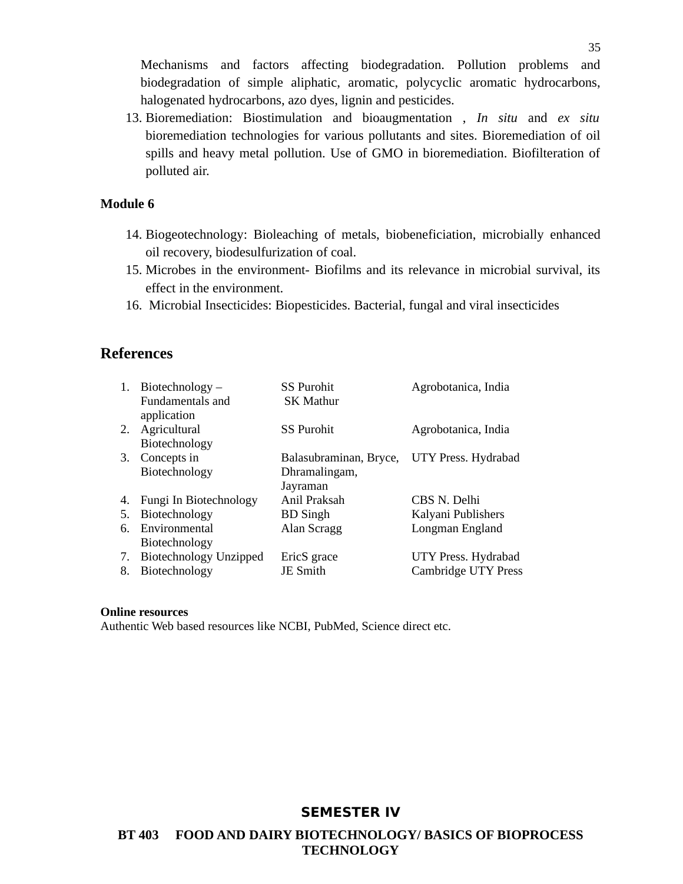Mechanisms and factors affecting biodegradation. Pollution problems and biodegradation of simple aliphatic, aromatic, polycyclic aromatic hydrocarbons, halogenated hydrocarbons, azo dyes, lignin and pesticides.

13. Bioremediation: Biostimulation and bioaugmentation , *In situ* and *ex situ* bioremediation technologies for various pollutants and sites. Bioremediation of oil spills and heavy metal pollution. Use of GMO in bioremediation. Biofilteration of polluted air.

**Module 6**

14. Biogeotechnology: Bioleaching of metals, biobeneficiation, microbially enhanced oil recovery, biodesulfurization of coal.
15. Microbes in the environment- Biofilms and its relevance in microbial survival, its effect in the environment.
16. Microbial Insecticides: Biopesticides. Bacterial, fungal and viral insecticides

## References

| No. | Title | Author | Publisher |
|---|---|---|---|
| 1. | Biotechnology – Fundamentals and application | SS Purohit SK Mathur | Agrobotanica, India |
| 2. | Agricultural Biotechnology | SS Purohit | Agrobotanica, India |
| 3. | Concepts in Biotechnology | Balasubraminan, Bryce, Dhramalingam, Jayraman | UTY Press. Hydrabad |
| 4. | Fungi In Biotechnology | Anil Praksah | CBS N. Delhi |
| 5. | Biotechnology | BD Singh | Kalyani Publishers |
| 6. | Environmental Biotechnology | Alan Scragg | Longman England |
| 7. | Biotechnology Unzipped | EricS grace | UTY Press. Hydrabad |
| 8. | Biotechnology | JE Smith | Cambridge UTY Press |

**Online resources**
Authentic Web based resources like NCBI, PubMed, Science direct etc.

## SEMESTER IV

### BT 403 FOOD AND DAIRY BIOTECHNOLOGY/ BASICS OF BIOPROCESS TECHNOLOGY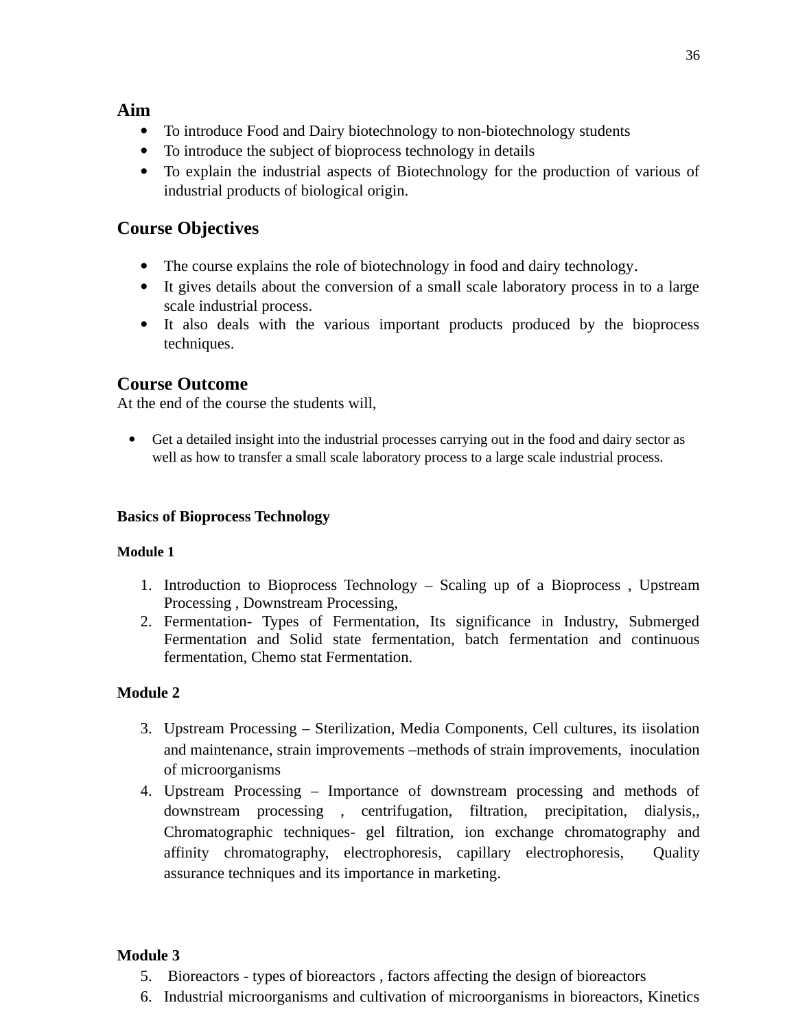## Aim

- To introduce Food and Dairy biotechnology to non-biotechnology students
- To introduce the subject of bioprocess technology in details
- To explain the industrial aspects of Biotechnology for the production of various of industrial products of biological origin.

## Course Objectives

- The course explains the role of biotechnology in food and dairy technology.
- It gives details about the conversion of a small scale laboratory process in to a large scale industrial process.
- It also deals with the various important products produced by the bioprocess techniques.

## Course Outcome

At the end of the course the students will,

- Get a detailed insight into the industrial processes carrying out in the food and dairy sector as well as how to transfer a small scale laboratory process to a large scale industrial process.

### Basics of Bioprocess Technology

#### Module 1

1. Introduction to Bioprocess Technology – Scaling up of a Bioprocess , Upstream Processing , Downstream Processing,
2. Fermentation- Types of Fermentation, Its significance in Industry, Submerged Fermentation and Solid state fermentation, batch fermentation and continuous fermentation, Chemo stat Fermentation.

#### Module 2

3. Upstream Processing – Sterilization, Media Components, Cell cultures, its iisolation and maintenance, strain improvements –methods of strain improvements, inoculation of microorganisms
4. Upstream Processing – Importance of downstream processing and methods of downstream processing , centrifugation, filtration, precipitation, dialysis,, Chromatographic techniques- gel filtration, ion exchange chromatography and affinity chromatography, electrophoresis, capillary electrophoresis, Quality assurance techniques and its importance in marketing.

#### Module 3

5. Bioreactors - types of bioreactors , factors affecting the design of bioreactors
6. Industrial microorganisms and cultivation of microorganisms in bioreactors, Kinetics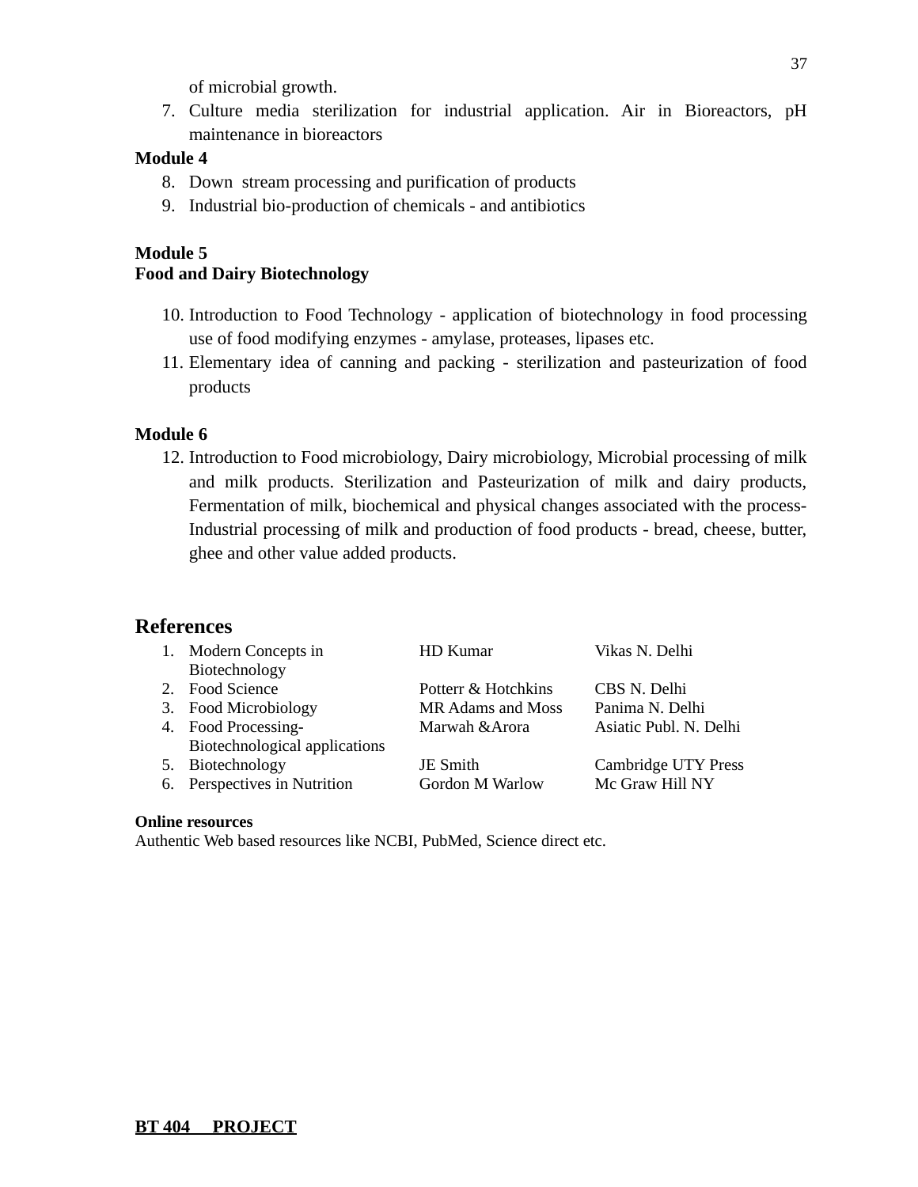of microbial growth.

7. Culture media sterilization for industrial application. Air in Bioreactors, pH maintenance in bioreactors

**Module 4**

8. Down stream processing and purification of products
9. Industrial bio-production of chemicals - and antibiotics

**Module 5**
**Food and Dairy Biotechnology**

10. Introduction to Food Technology - application of biotechnology in food processing use of food modifying enzymes - amylase, proteases, lipases etc.
11. Elementary idea of canning and packing - sterilization and pasteurization of food products

**Module 6**

12. Introduction to Food microbiology, Dairy microbiology, Microbial processing of milk and milk products. Sterilization and Pasteurization of milk and dairy products, Fermentation of milk, biochemical and physical changes associated with the process- Industrial processing of milk and production of food products - bread, cheese, butter, ghee and other value added products.

## References

| | Title | Author | Publisher |
|---|---|---|---|
| 1. | Modern Concepts in Biotechnology | HD Kumar | Vikas N. Delhi |
| 2. | Food Science | Potterr & Hotchkins | CBS N. Delhi |
| 3. | Food Microbiology | MR Adams and Moss | Panima N. Delhi |
| 4. | Food Processing- Biotechnological applications | Marwah &Arora | Asiatic Publ. N. Delhi |
| 5. | Biotechnology | JE Smith | Cambridge UTY Press |
| 6. | Perspectives in Nutrition | Gordon M Warlow | Mc Graw Hill NY |

**Online resources**

Authentic Web based resources like NCBI, PubMed, Science direct etc.

**BT 404 PROJECT**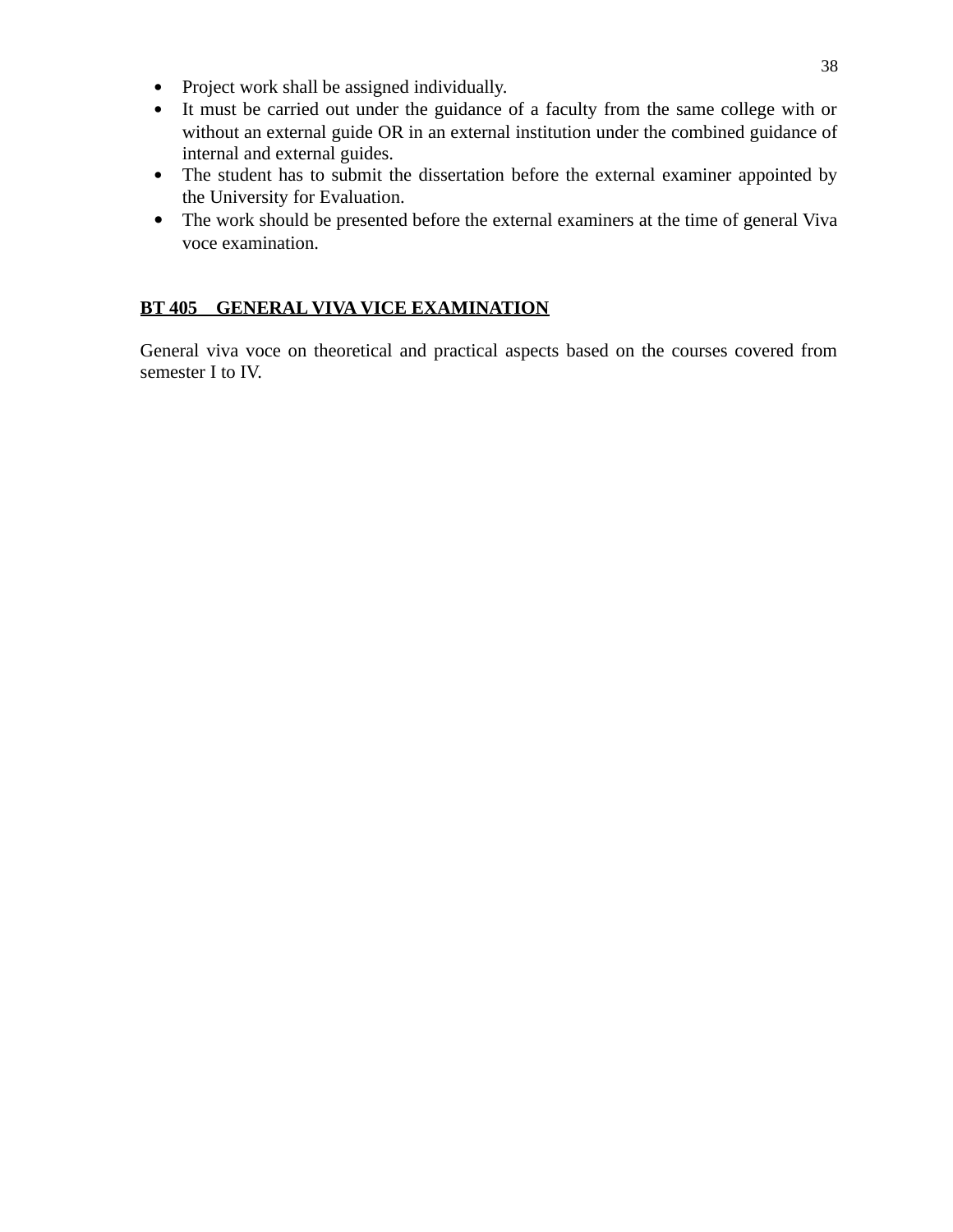- Project work shall be assigned individually.
- It must be carried out under the guidance of a faculty from the same college with or without an external guide OR in an external institution under the combined guidance of internal and external guides.
- The student has to submit the dissertation before the external examiner appointed by the University for Evaluation.
- The work should be presented before the external examiners at the time of general Viva voce examination.

## BT 405 GENERAL VIVA VICE EXAMINATION

General viva voce on theoretical and practical aspects based on the courses covered from semester I to IV.